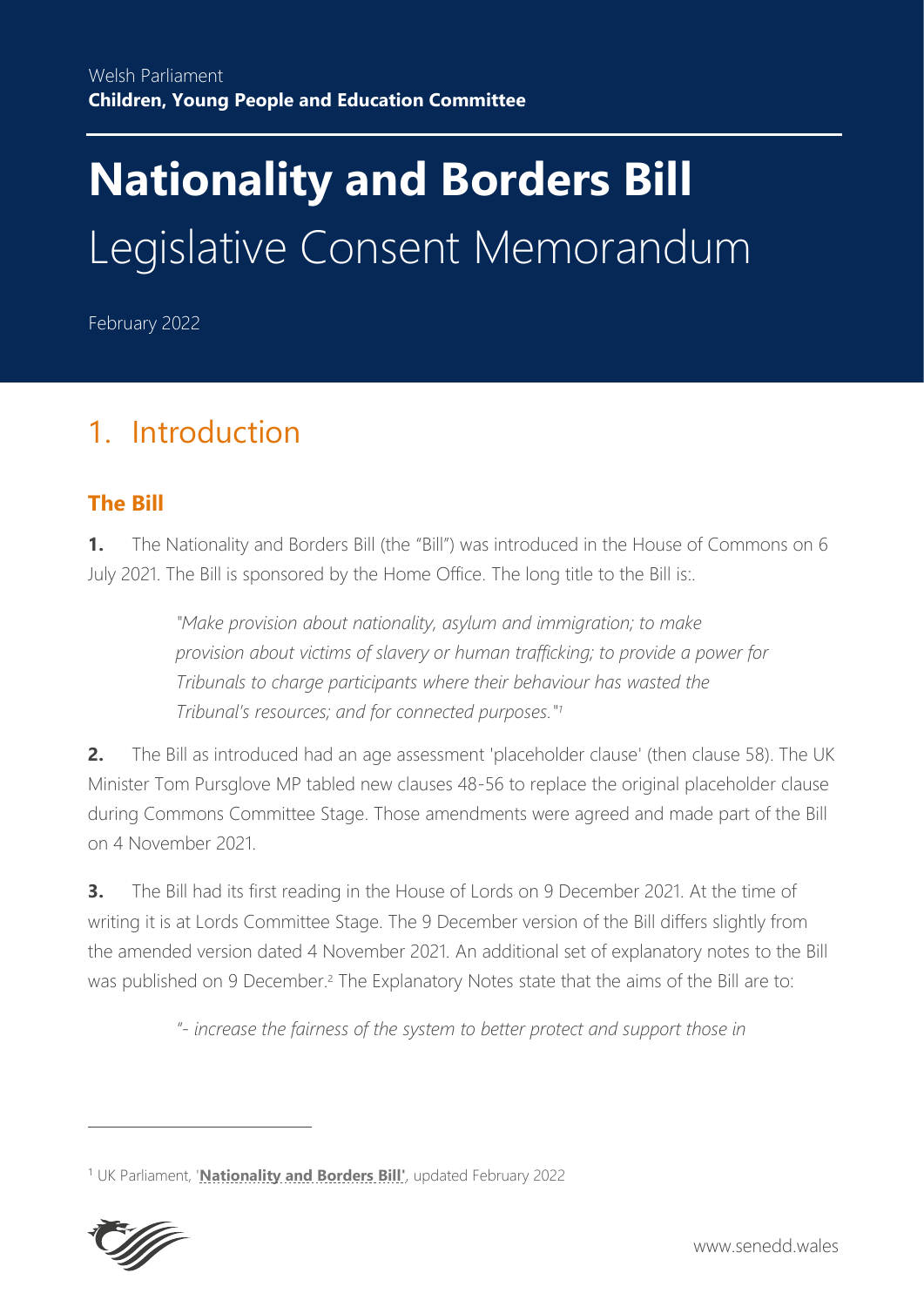Welsh Parliament
**Children, Young People and Education Committee**

# Nationality and Borders Bill

Legislative Consent Memorandum

February 2022

## 1. Introduction

### The Bill

**1.** The Nationality and Borders Bill (the "Bill") was introduced in the House of Commons on 6 July 2021. The Bill is sponsored by the Home Office. The long title to the Bill is:.

> *"Make provision about nationality, asylum and immigration; to make provision about victims of slavery or human trafficking; to provide a power for Tribunals to charge participants where their behaviour has wasted the Tribunal's resources; and for connected purposes."*[1]

**2.** The Bill as introduced had an age assessment 'placeholder clause' (then clause 58). The UK Minister Tom Pursglove MP tabled new clauses 48-56 to replace the original placeholder clause during Commons Committee Stage. Those amendments were agreed and made part of the Bill on 4 November 2021.

**3.** The Bill had its first reading in the House of Lords on 9 December 2021. At the time of writing it is at Lords Committee Stage. The 9 December version of the Bill differs slightly from the amended version dated 4 November 2021. An additional set of explanatory notes to the Bill was published on 9 December.[2] The Explanatory Notes state that the aims of the Bill are to:

> *"- increase the fairness of the system to better protect and support those in*

---

[1] UK Parliament, '**Nationality and Borders Bill**', updated February 2022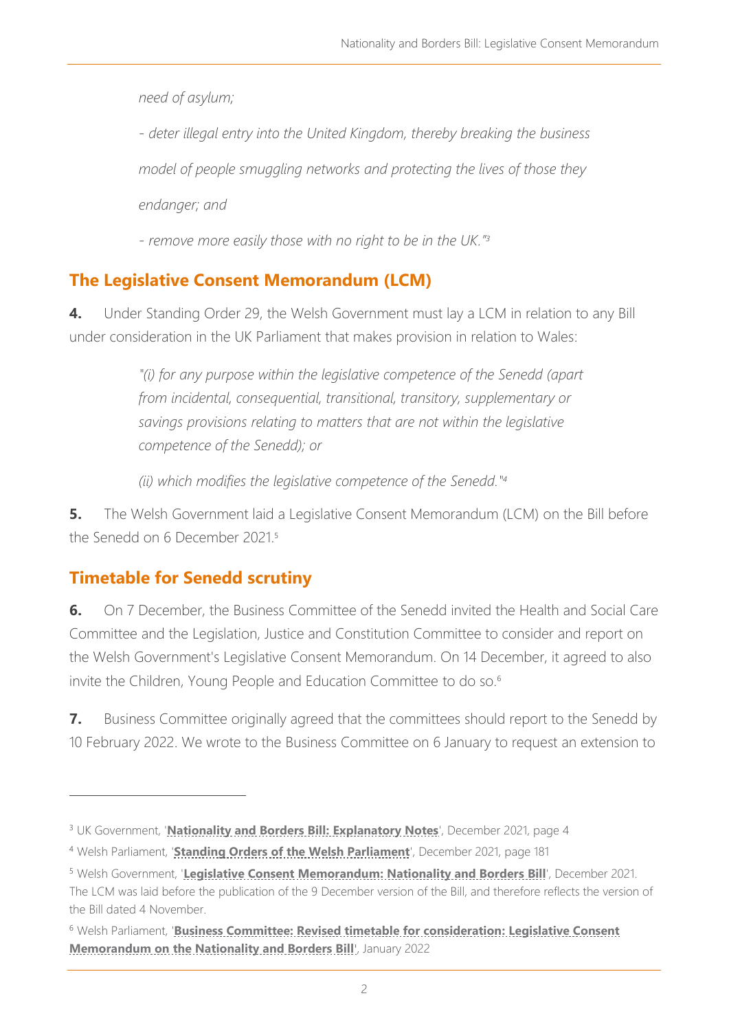*need of asylum;*

*- deter illegal entry into the United Kingdom, thereby breaking the business model of people smuggling networks and protecting the lives of those they endanger; and*

*- remove more easily those with no right to be in the UK."*[3]

## The Legislative Consent Memorandum (LCM)

**4.** Under Standing Order 29, the Welsh Government must lay a LCM in relation to any Bill under consideration in the UK Parliament that makes provision in relation to Wales:

> *"(i) for any purpose within the legislative competence of the Senedd (apart from incidental, consequential, transitional, transitory, supplementary or savings provisions relating to matters that are not within the legislative competence of the Senedd); or*
>
> *(ii) which modifies the legislative competence of the Senedd."*[4]

**5.** The Welsh Government laid a Legislative Consent Memorandum (LCM) on the Bill before the Senedd on 6 December 2021.[5]

## Timetable for Senedd scrutiny

**6.** On 7 December, the Business Committee of the Senedd invited the Health and Social Care Committee and the Legislation, Justice and Constitution Committee to consider and report on the Welsh Government's Legislative Consent Memorandum. On 14 December, it agreed to also invite the Children, Young People and Education Committee to do so.[6]

**7.** Business Committee originally agreed that the committees should report to the Senedd by 10 February 2022. We wrote to the Business Committee on 6 January to request an extension to

---

[3] UK Government, '**Nationality and Borders Bill: Explanatory Notes**', December 2021, page 4

[4] Welsh Parliament, '**Standing Orders of the Welsh Parliament**', December 2021, page 181

[5] Welsh Government, '**Legislative Consent Memorandum: Nationality and Borders Bill**', December 2021. The LCM was laid before the publication of the 9 December version of the Bill, and therefore reflects the version of the Bill dated 4 November.

[6] Welsh Parliament, '**Business Committee: Revised timetable for consideration: Legislative Consent Memorandum on the Nationality and Borders Bill**', January 2022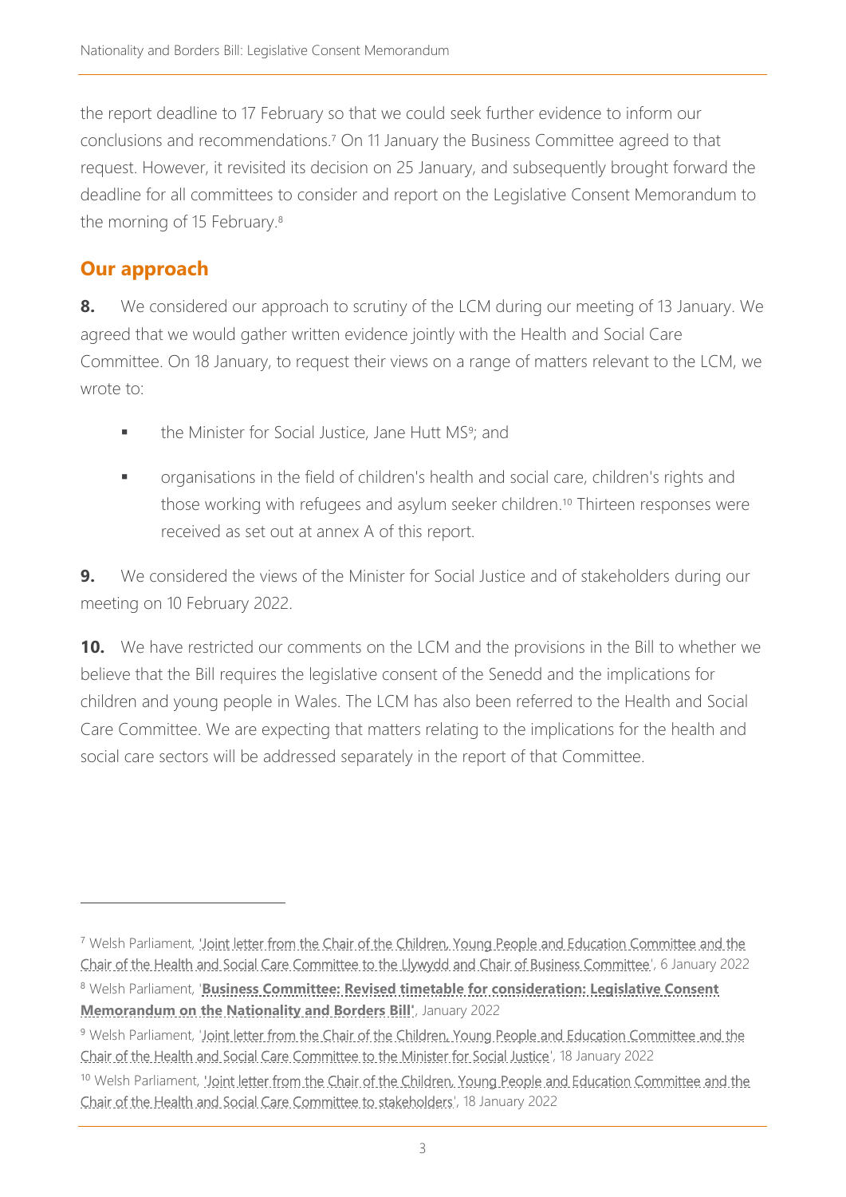the report deadline to 17 February so that we could seek further evidence to inform our conclusions and recommendations.[7] On 11 January the Business Committee agreed to that request. However, it revisited its decision on 25 January, and subsequently brought forward the deadline for all committees to consider and report on the Legislative Consent Memorandum to the morning of 15 February.[8]

## Our approach

**8.** We considered our approach to scrutiny of the LCM during our meeting of 13 January. We agreed that we would gather written evidence jointly with the Health and Social Care Committee. On 18 January, to request their views on a range of matters relevant to the LCM, we wrote to:

- the Minister for Social Justice, Jane Hutt MS[9]; and
- organisations in the field of children's health and social care, children's rights and those working with refugees and asylum seeker children.[10] Thirteen responses were received as set out at annex A of this report.

**9.** We considered the views of the Minister for Social Justice and of stakeholders during our meeting on 10 February 2022.

**10.** We have restricted our comments on the LCM and the provisions in the Bill to whether we believe that the Bill requires the legislative consent of the Senedd and the implications for children and young people in Wales. The LCM has also been referred to the Health and Social Care Committee. We are expecting that matters relating to the implications for the health and social care sectors will be addressed separately in the report of that Committee.

---

[7] Welsh Parliament, 'Joint letter from the Chair of the Children, Young People and Education Committee and the Chair of the Health and Social Care Committee to the Llywydd and Chair of Business Committee', 6 January 2022

[8] Welsh Parliament, '**Business Committee: Revised timetable for consideration: Legislative Consent Memorandum on the Nationality and Borders Bill**', January 2022

[9] Welsh Parliament, 'Joint letter from the Chair of the Children, Young People and Education Committee and the Chair of the Health and Social Care Committee to the Minister for Social Justice', 18 January 2022

[10] Welsh Parliament, 'Joint letter from the Chair of the Children, Young People and Education Committee and the Chair of the Health and Social Care Committee to stakeholders', 18 January 2022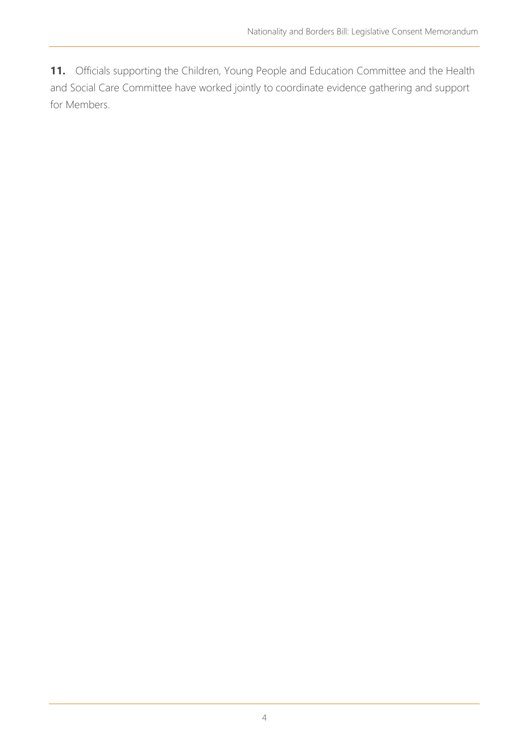**11.** Officials supporting the Children, Young People and Education Committee and the Health and Social Care Committee have worked jointly to coordinate evidence gathering and support for Members.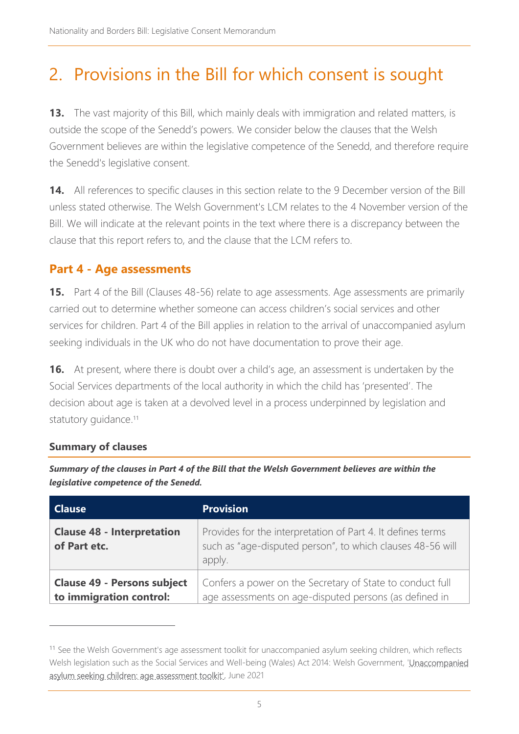# 2. Provisions in the Bill for which consent is sought

**13.** The vast majority of this Bill, which mainly deals with immigration and related matters, is outside the scope of the Senedd's powers. We consider below the clauses that the Welsh Government believes are within the legislative competence of the Senedd, and therefore require the Senedd's legislative consent.

**14.** All references to specific clauses in this section relate to the 9 December version of the Bill unless stated otherwise. The Welsh Government's LCM relates to the 4 November version of the Bill. We will indicate at the relevant points in the text where there is a discrepancy between the clause that this report refers to, and the clause that the LCM refers to.

## Part 4 - Age assessments

**15.** Part 4 of the Bill (Clauses 48-56) relate to age assessments. Age assessments are primarily carried out to determine whether someone can access children's social services and other services for children. Part 4 of the Bill applies in relation to the arrival of unaccompanied asylum seeking individuals in the UK who do not have documentation to prove their age.

**16.** At present, where there is doubt over a child's age, an assessment is undertaken by the Social Services departments of the local authority in which the child has 'presented'. The decision about age is taken at a devolved level in a process underpinned by legislation and statutory guidance.[11]

### Summary of clauses

***Summary of the clauses in Part 4 of the Bill that the Welsh Government believes are within the legislative competence of the Senedd.***

| Clause | Provision |
|---|---|
| **Clause 48 - Interpretation of Part etc.** | Provides for the interpretation of Part 4. It defines terms such as "age-disputed person", to which clauses 48-56 will apply. |
| **Clause 49 - Persons subject to immigration control:** | Confers a power on the Secretary of State to conduct full age assessments on age-disputed persons (as defined in |

[11] See the Welsh Government's age assessment toolkit for unaccompanied asylum seeking children, which reflects Welsh legislation such as the Social Services and Well-being (Wales) Act 2014: Welsh Government, 'Unaccompanied asylum seeking children: age assessment toolkit', June 2021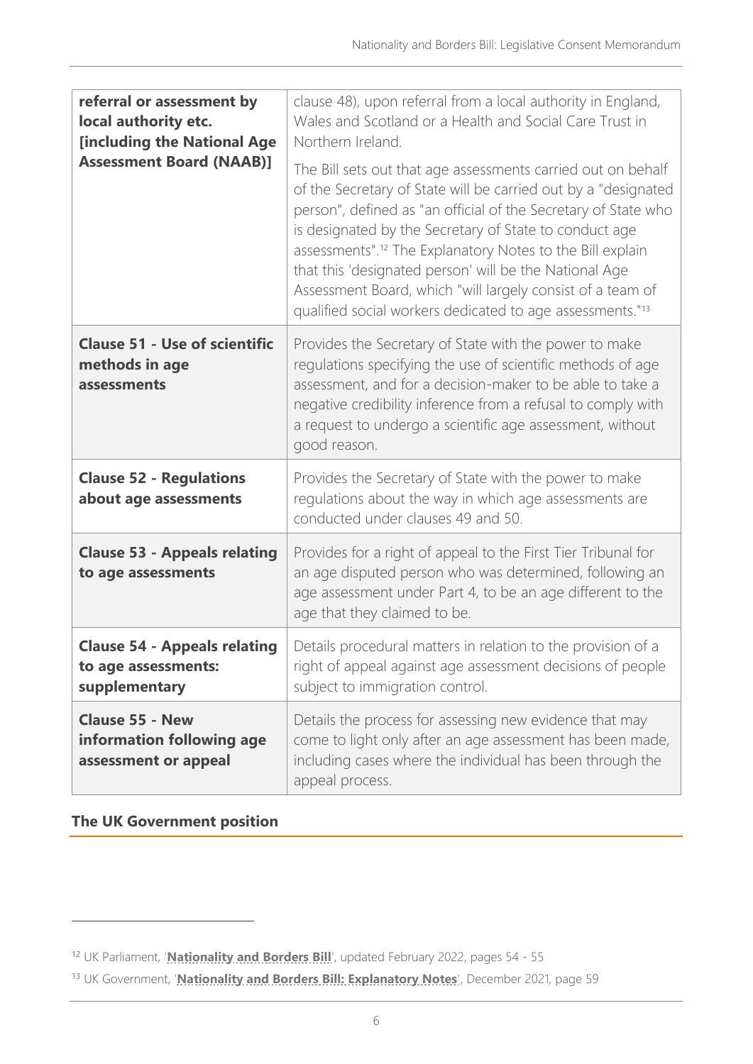| | |
|---|---|
| **referral or assessment by local authority etc. [including the National Age Assessment Board (NAAB)]** | clause 48), upon referral from a local authority in England, Wales and Scotland or a Health and Social Care Trust in Northern Ireland. The Bill sets out that age assessments carried out on behalf of the Secretary of State will be carried out by a "designated person", defined as "an official of the Secretary of State who is designated by the Secretary of State to conduct age assessments".[12] The Explanatory Notes to the Bill explain that this 'designated person' will be the National Age Assessment Board, which "will largely consist of a team of qualified social workers dedicated to age assessments."[13] |
| **Clause 51 - Use of scientific methods in age assessments** | Provides the Secretary of State with the power to make regulations specifying the use of scientific methods of age assessment, and for a decision-maker to be able to take a negative credibility inference from a refusal to comply with a request to undergo a scientific age assessment, without good reason. |
| **Clause 52 - Regulations about age assessments** | Provides the Secretary of State with the power to make regulations about the way in which age assessments are conducted under clauses 49 and 50. |
| **Clause 53 - Appeals relating to age assessments** | Provides for a right of appeal to the First Tier Tribunal for an age disputed person who was determined, following an age assessment under Part 4, to be an age different to the age that they claimed to be. |
| **Clause 54 - Appeals relating to age assessments: supplementary** | Details procedural matters in relation to the provision of a right of appeal against age assessment decisions of people subject to immigration control. |
| **Clause 55 - New information following age assessment or appeal** | Details the process for assessing new evidence that may come to light only after an age assessment has been made, including cases where the individual has been through the appeal process. |

## The UK Government position

[12] UK Parliament, '**Nationality and Borders Bill**', updated February 2022, pages 54 - 55

[13] UK Government, '**Nationality and Borders Bill: Explanatory Notes**', December 2021, page 59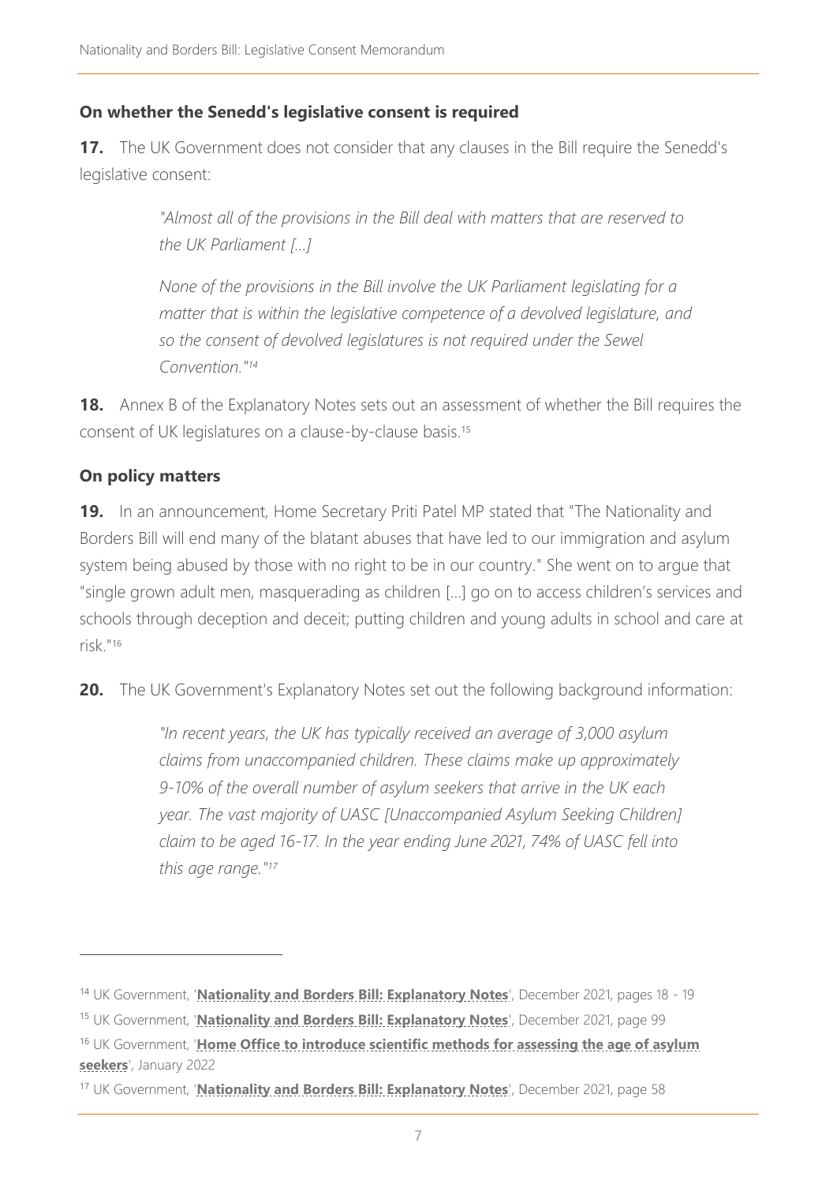## On whether the Senedd's legislative consent is required

**17.** The UK Government does not consider that any clauses in the Bill require the Senedd's legislative consent:

> *"Almost all of the provisions in the Bill deal with matters that are reserved to the UK Parliament [...]*
>
> *None of the provisions in the Bill involve the UK Parliament legislating for a matter that is within the legislative competence of a devolved legislature, and so the consent of devolved legislatures is not required under the Sewel Convention."*[14]

**18.** Annex B of the Explanatory Notes sets out an assessment of whether the Bill requires the consent of UK legislatures on a clause-by-clause basis.[15]

## On policy matters

**19.** In an announcement, Home Secretary Priti Patel MP stated that "The Nationality and Borders Bill will end many of the blatant abuses that have led to our immigration and asylum system being abused by those with no right to be in our country." She went on to argue that "single grown adult men, masquerading as children [...] go on to access children's services and schools through deception and deceit; putting children and young adults in school and care at risk."[16]

**20.** The UK Government's Explanatory Notes set out the following background information:

> *"In recent years, the UK has typically received an average of 3,000 asylum claims from unaccompanied children. These claims make up approximately 9-10% of the overall number of asylum seekers that arrive in the UK each year. The vast majority of UASC [Unaccompanied Asylum Seeking Children] claim to be aged 16-17. In the year ending June 2021, 74% of UASC fell into this age range."*[17]

---

[14] UK Government, '**Nationality and Borders Bill: Explanatory Notes**', December 2021, pages 18 - 19

[15] UK Government, '**Nationality and Borders Bill: Explanatory Notes**', December 2021, page 99

[16] UK Government, '**Home Office to introduce scientific methods for assessing the age of asylum seekers**', January 2022

[17] UK Government, '**Nationality and Borders Bill: Explanatory Notes**', December 2021, page 58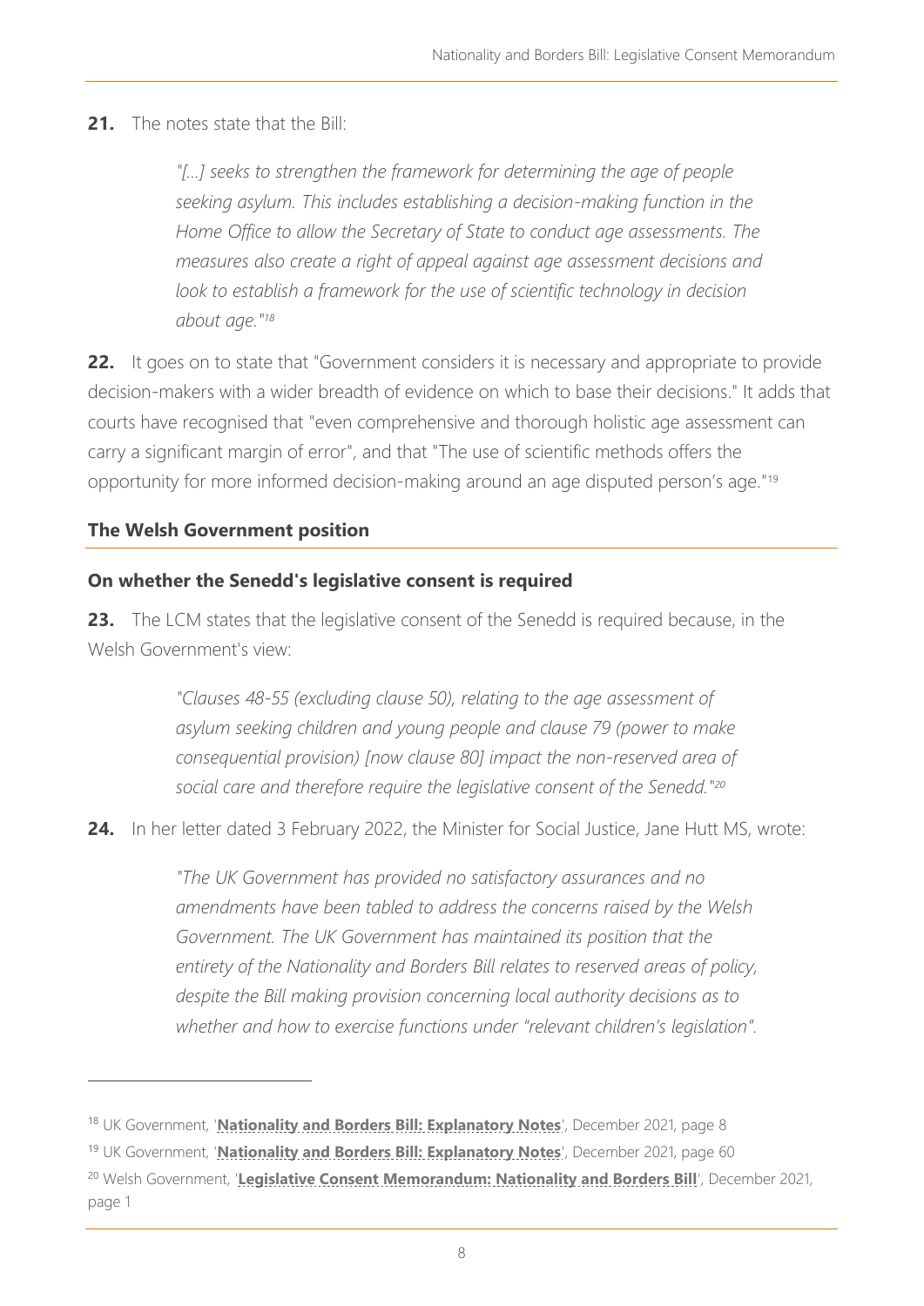**21.** The notes state that the Bill:

> *"[…] seeks to strengthen the framework for determining the age of people seeking asylum. This includes establishing a decision-making function in the Home Office to allow the Secretary of State to conduct age assessments. The measures also create a right of appeal against age assessment decisions and look to establish a framework for the use of scientific technology in decision about age."[18]*

**22.** It goes on to state that "Government considers it is necessary and appropriate to provide decision-makers with a wider breadth of evidence on which to base their decisions." It adds that courts have recognised that "even comprehensive and thorough holistic age assessment can carry a significant margin of error", and that "The use of scientific methods offers the opportunity for more informed decision-making around an age disputed person's age."[19]

## The Welsh Government position

### On whether the Senedd's legislative consent is required

**23.** The LCM states that the legislative consent of the Senedd is required because, in the Welsh Government's view:

> *"Clauses 48-55 (excluding clause 50), relating to the age assessment of asylum seeking children and young people and clause 79 (power to make consequential provision) [now clause 80] impact the non-reserved area of social care and therefore require the legislative consent of the Senedd."[20]*

**24.** In her letter dated 3 February 2022, the Minister for Social Justice, Jane Hutt MS, wrote:

> *"The UK Government has provided no satisfactory assurances and no amendments have been tabled to address the concerns raised by the Welsh Government. The UK Government has maintained its position that the entirety of the Nationality and Borders Bill relates to reserved areas of policy, despite the Bill making provision concerning local authority decisions as to whether and how to exercise functions under "relevant children's legislation".*

---

[18] UK Government, '**Nationality and Borders Bill: Explanatory Notes**', December 2021, page 8

[19] UK Government, '**Nationality and Borders Bill: Explanatory Notes**', December 2021, page 60

[20] Welsh Government, '**Legislative Consent Memorandum: Nationality and Borders Bill**', December 2021, page 1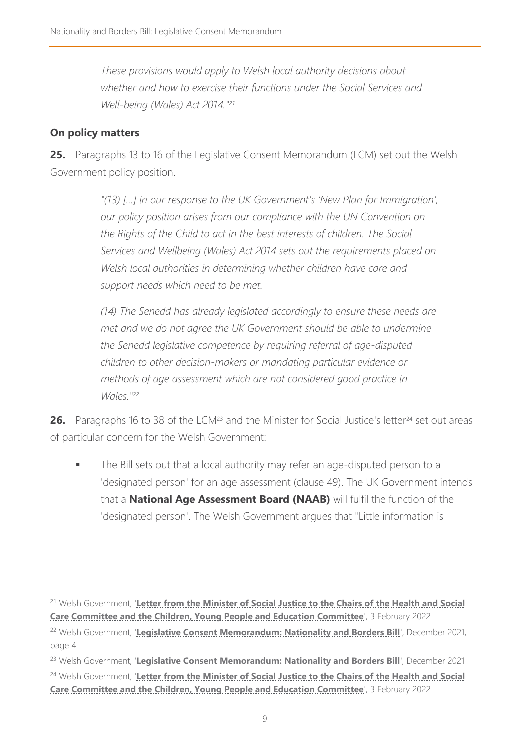*These provisions would apply to Welsh local authority decisions about whether and how to exercise their functions under the Social Services and Well-being (Wales) Act 2014."*[21]

### On policy matters

**25.** Paragraphs 13 to 16 of the Legislative Consent Memorandum (LCM) set out the Welsh Government policy position.

> *"(13) […] in our response to the UK Government's 'New Plan for Immigration', our policy position arises from our compliance with the UN Convention on the Rights of the Child to act in the best interests of children. The Social Services and Wellbeing (Wales) Act 2014 sets out the requirements placed on Welsh local authorities in determining whether children have care and support needs which need to be met.*
>
> *(14) The Senedd has already legislated accordingly to ensure these needs are met and we do not agree the UK Government should be able to undermine the Senedd legislative competence by requiring referral of age-disputed children to other decision-makers or mandating particular evidence or methods of age assessment which are not considered good practice in Wales."*[22]

**26.** Paragraphs 16 to 38 of the LCM[23] and the Minister for Social Justice's letter[24] set out areas of particular concern for the Welsh Government:

- The Bill sets out that a local authority may refer an age-disputed person to a 'designated person' for an age assessment (clause 49). The UK Government intends that a **National Age Assessment Board (NAAB)** will fulfil the function of the 'designated person'. The Welsh Government argues that "Little information is

---

[21] Welsh Government, '**Letter from the Minister of Social Justice to the Chairs of the Health and Social Care Committee and the Children, Young People and Education Committee**', 3 February 2022

[22] Welsh Government, '**Legislative Consent Memorandum: Nationality and Borders Bill**', December 2021, page 4

[23] Welsh Government, '**Legislative Consent Memorandum: Nationality and Borders Bill**', December 2021

[24] Welsh Government, '**Letter from the Minister of Social Justice to the Chairs of the Health and Social Care Committee and the Children, Young People and Education Committee**', 3 February 2022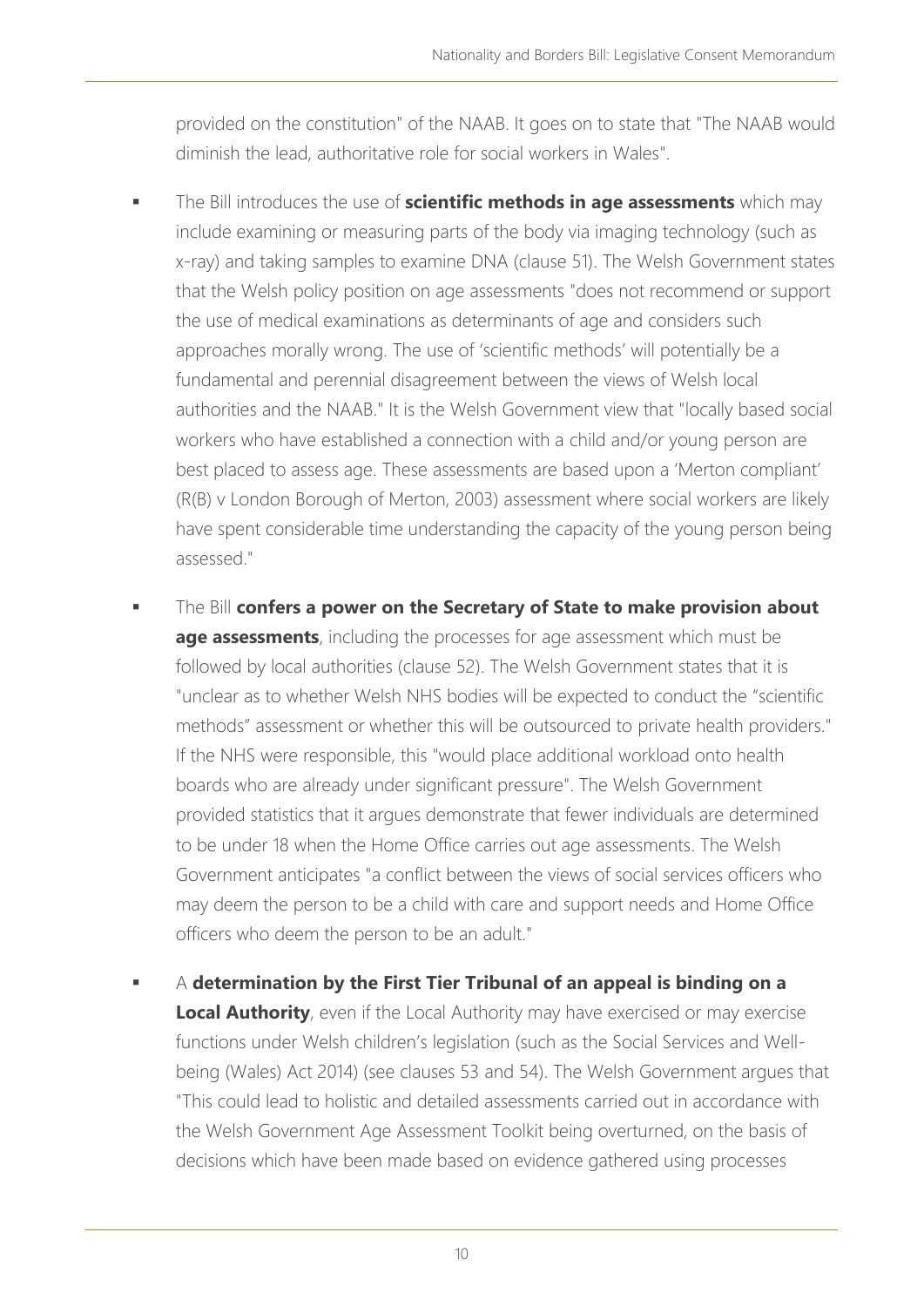provided on the constitution" of the NAAB. It goes on to state that "The NAAB would diminish the lead, authoritative role for social workers in Wales".

- The Bill introduces the use of **scientific methods in age assessments** which may include examining or measuring parts of the body via imaging technology (such as x-ray) and taking samples to examine DNA (clause 51). The Welsh Government states that the Welsh policy position on age assessments "does not recommend or support the use of medical examinations as determinants of age and considers such approaches morally wrong. The use of 'scientific methods' will potentially be a fundamental and perennial disagreement between the views of Welsh local authorities and the NAAB." It is the Welsh Government view that "locally based social workers who have established a connection with a child and/or young person are best placed to assess age. These assessments are based upon a 'Merton compliant' (R(B) v London Borough of Merton, 2003) assessment where social workers are likely have spent considerable time understanding the capacity of the young person being assessed."
- The Bill **confers a power on the Secretary of State to make provision about age assessments**, including the processes for age assessment which must be followed by local authorities (clause 52). The Welsh Government states that it is "unclear as to whether Welsh NHS bodies will be expected to conduct the "scientific methods" assessment or whether this will be outsourced to private health providers." If the NHS were responsible, this "would place additional workload onto health boards who are already under significant pressure". The Welsh Government provided statistics that it argues demonstrate that fewer individuals are determined to be under 18 when the Home Office carries out age assessments. The Welsh Government anticipates "a conflict between the views of social services officers who may deem the person to be a child with care and support needs and Home Office officers who deem the person to be an adult."
- A **determination by the First Tier Tribunal of an appeal is binding on a Local Authority**, even if the Local Authority may have exercised or may exercise functions under Welsh children's legislation (such as the Social Services and Well-being (Wales) Act 2014) (see clauses 53 and 54). The Welsh Government argues that "This could lead to holistic and detailed assessments carried out in accordance with the Welsh Government Age Assessment Toolkit being overturned, on the basis of decisions which have been made based on evidence gathered using processes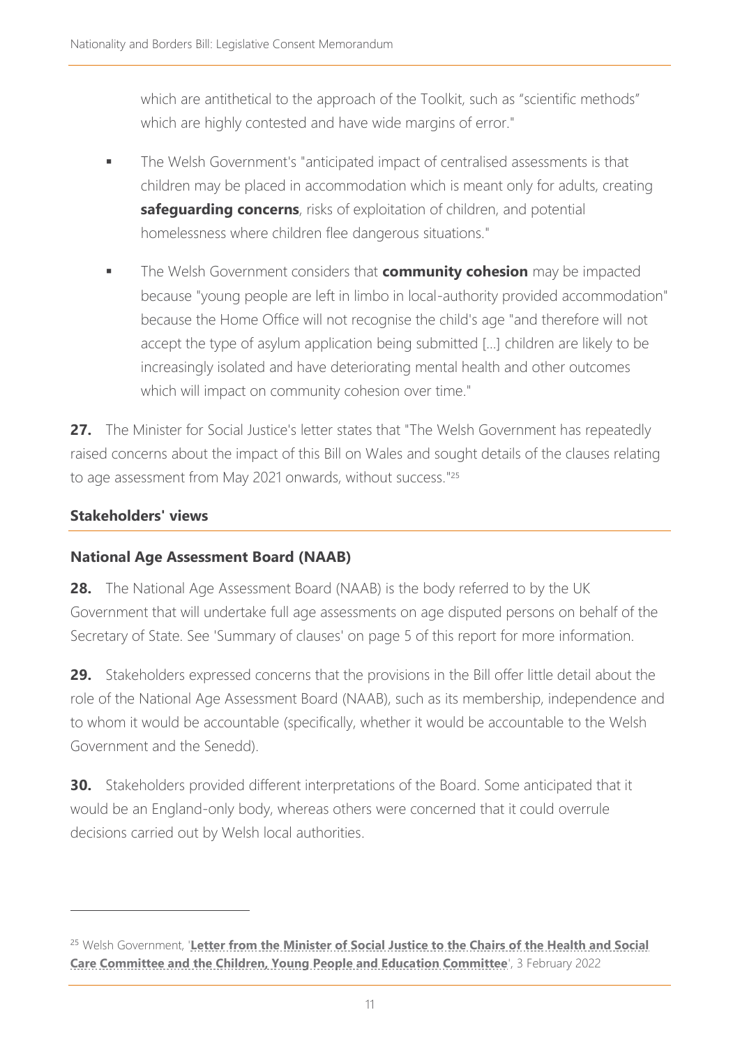which are antithetical to the approach of the Toolkit, such as "scientific methods" which are highly contested and have wide margins of error."

- The Welsh Government's "anticipated impact of centralised assessments is that children may be placed in accommodation which is meant only for adults, creating **safeguarding concerns**, risks of exploitation of children, and potential homelessness where children flee dangerous situations."
- The Welsh Government considers that **community cohesion** may be impacted because "young people are left in limbo in local-authority provided accommodation" because the Home Office will not recognise the child's age "and therefore will not accept the type of asylum application being submitted [...] children are likely to be increasingly isolated and have deteriorating mental health and other outcomes which will impact on community cohesion over time."

**27.** The Minister for Social Justice's letter states that "The Welsh Government has repeatedly raised concerns about the impact of this Bill on Wales and sought details of the clauses relating to age assessment from May 2021 onwards, without success."[25]

## Stakeholders' views

### National Age Assessment Board (NAAB)

**28.** The National Age Assessment Board (NAAB) is the body referred to by the UK Government that will undertake full age assessments on age disputed persons on behalf of the Secretary of State. See 'Summary of clauses' on page 5 of this report for more information.

**29.** Stakeholders expressed concerns that the provisions in the Bill offer little detail about the role of the National Age Assessment Board (NAAB), such as its membership, independence and to whom it would be accountable (specifically, whether it would be accountable to the Welsh Government and the Senedd).

**30.** Stakeholders provided different interpretations of the Board. Some anticipated that it would be an England-only body, whereas others were concerned that it could overrule decisions carried out by Welsh local authorities.

---

[25] Welsh Government, '**Letter from the Minister of Social Justice to the Chairs of the Health and Social Care Committee and the Children, Young People and Education Committee**', 3 February 2022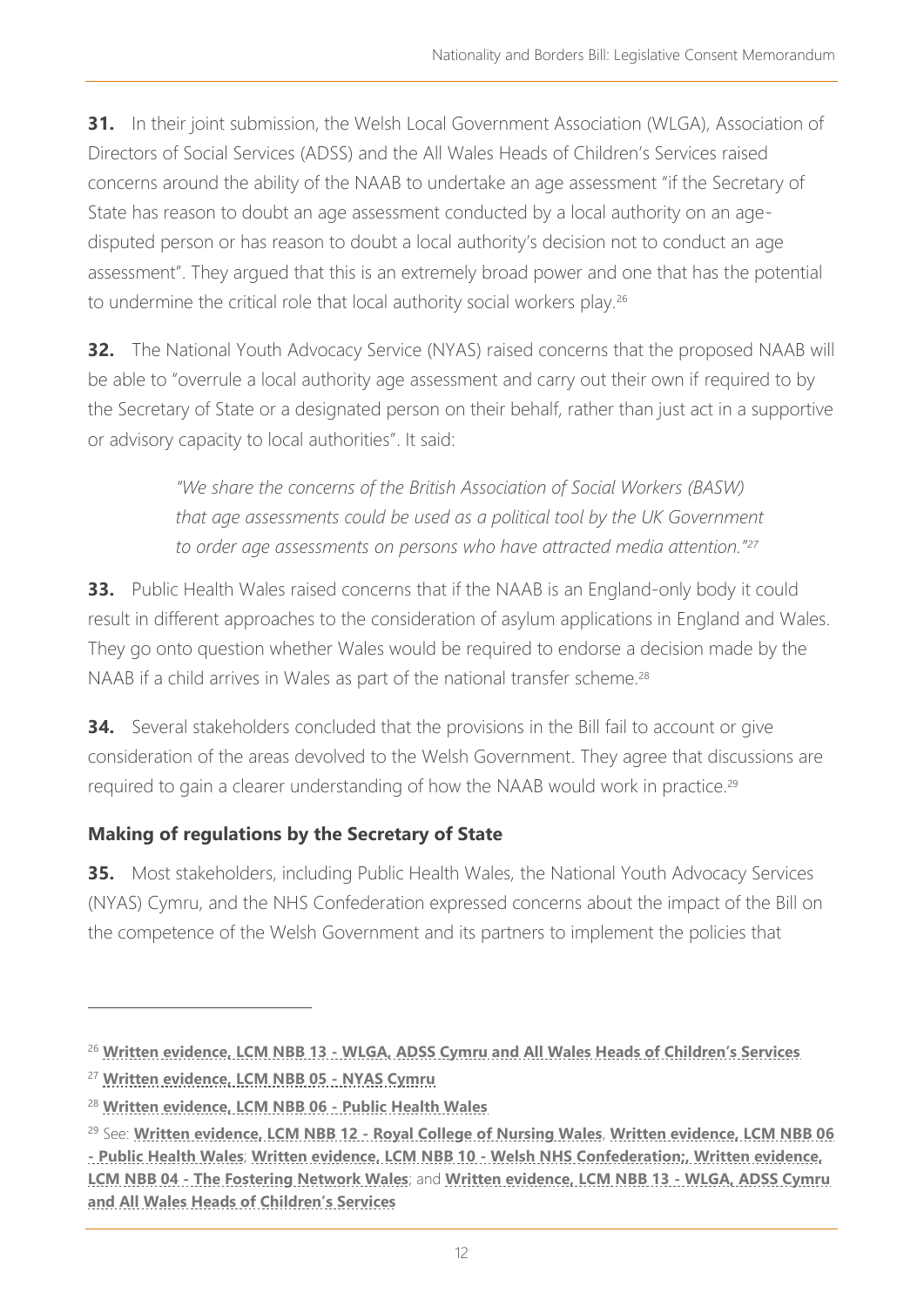**31.** In their joint submission, the Welsh Local Government Association (WLGA), Association of Directors of Social Services (ADSS) and the All Wales Heads of Children's Services raised concerns around the ability of the NAAB to undertake an age assessment "if the Secretary of State has reason to doubt an age assessment conducted by a local authority on an age-disputed person or has reason to doubt a local authority's decision not to conduct an age assessment". They argued that this is an extremely broad power and one that has the potential to undermine the critical role that local authority social workers play.[26]

**32.** The National Youth Advocacy Service (NYAS) raised concerns that the proposed NAAB will be able to "overrule a local authority age assessment and carry out their own if required to by the Secretary of State or a designated person on their behalf, rather than just act in a supportive or advisory capacity to local authorities". It said:

> *"We share the concerns of the British Association of Social Workers (BASW) that age assessments could be used as a political tool by the UK Government to order age assessments on persons who have attracted media attention."*[27]

**33.** Public Health Wales raised concerns that if the NAAB is an England-only body it could result in different approaches to the consideration of asylum applications in England and Wales. They go onto question whether Wales would be required to endorse a decision made by the NAAB if a child arrives in Wales as part of the national transfer scheme.[28]

**34.** Several stakeholders concluded that the provisions in the Bill fail to account or give consideration of the areas devolved to the Welsh Government. They agree that discussions are required to gain a clearer understanding of how the NAAB would work in practice.[29]

### Making of regulations by the Secretary of State

**35.** Most stakeholders, including Public Health Wales, the National Youth Advocacy Services (NYAS) Cymru, and the NHS Confederation expressed concerns about the impact of the Bill on the competence of the Welsh Government and its partners to implement the policies that

---

[26] **Written evidence, LCM NBB 13 - WLGA, ADSS Cymru and All Wales Heads of Children's Services**

[27] **Written evidence, LCM NBB 05 - NYAS Cymru**

[28] **Written evidence, LCM NBB 06 - Public Health Wales**

[29] See: **Written evidence, LCM NBB 12 - Royal College of Nursing Wales**, **Written evidence, LCM NBB 06 - Public Health Wales**; **Written evidence, LCM NBB 10 - Welsh NHS Confederation;**, **Written evidence, LCM NBB 04 - The Fostering Network Wales**; and **Written evidence, LCM NBB 13 - WLGA, ADSS Cymru and All Wales Heads of Children's Services**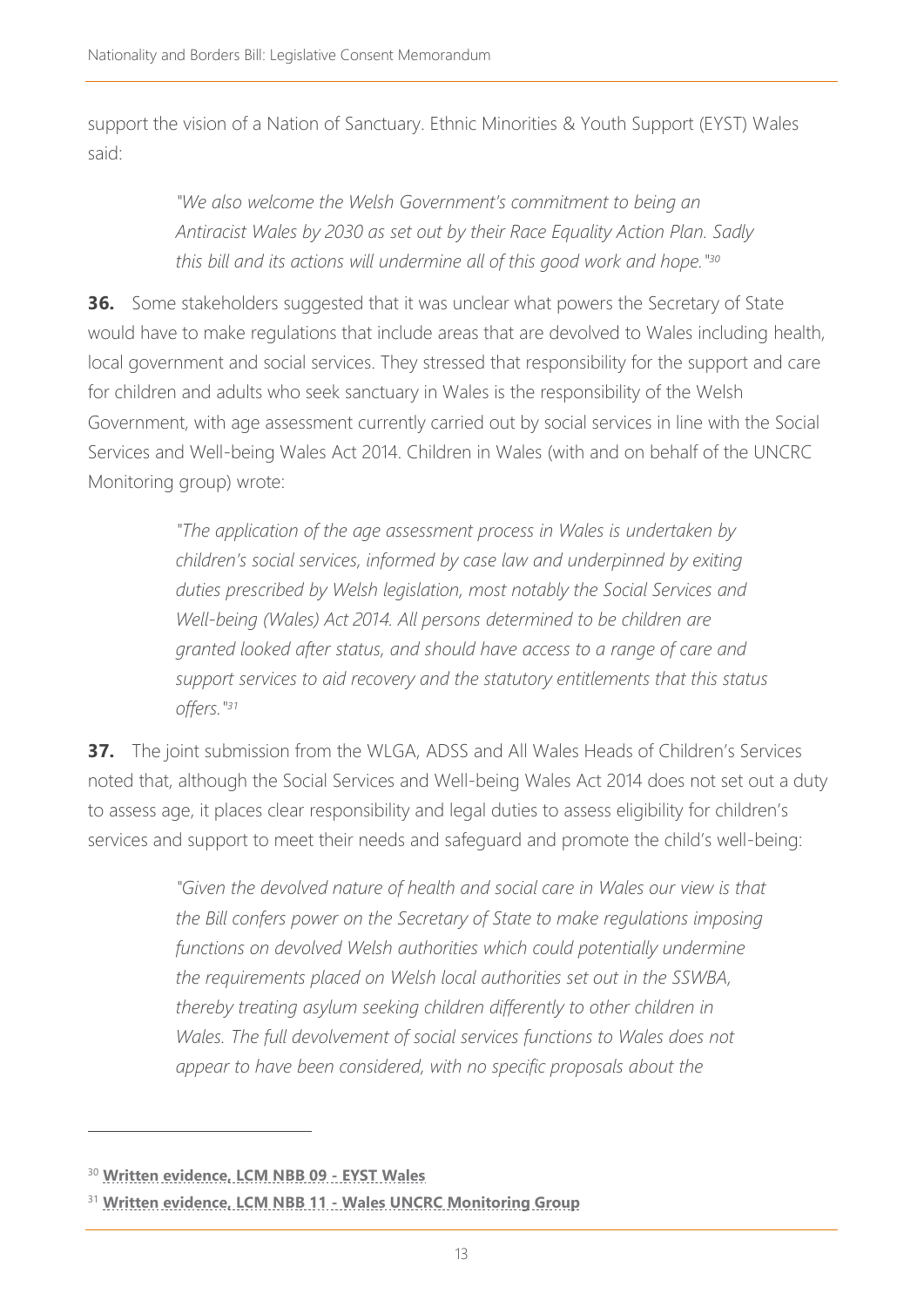support the vision of a Nation of Sanctuary. Ethnic Minorities & Youth Support (EYST) Wales said:

> *"We also welcome the Welsh Government's commitment to being an Antiracist Wales by 2030 as set out by their Race Equality Action Plan. Sadly this bill and its actions will undermine all of this good work and hope."*[30]

**36.** Some stakeholders suggested that it was unclear what powers the Secretary of State would have to make regulations that include areas that are devolved to Wales including health, local government and social services. They stressed that responsibility for the support and care for children and adults who seek sanctuary in Wales is the responsibility of the Welsh Government, with age assessment currently carried out by social services in line with the Social Services and Well-being Wales Act 2014. Children in Wales (with and on behalf of the UNCRC Monitoring group) wrote:

> *"The application of the age assessment process in Wales is undertaken by children's social services, informed by case law and underpinned by exiting duties prescribed by Welsh legislation, most notably the Social Services and Well-being (Wales) Act 2014. All persons determined to be children are granted looked after status, and should have access to a range of care and support services to aid recovery and the statutory entitlements that this status offers."*[31]

**37.** The joint submission from the WLGA, ADSS and All Wales Heads of Children's Services noted that, although the Social Services and Well-being Wales Act 2014 does not set out a duty to assess age, it places clear responsibility and legal duties to assess eligibility for children's services and support to meet their needs and safeguard and promote the child's well-being:

> *"Given the devolved nature of health and social care in Wales our view is that the Bill confers power on the Secretary of State to make regulations imposing functions on devolved Welsh authorities which could potentially undermine the requirements placed on Welsh local authorities set out in the SSWBA, thereby treating asylum seeking children differently to other children in Wales. The full devolvement of social services functions to Wales does not appear to have been considered, with no specific proposals about the*

---

[30] **Written evidence, LCM NBB 09 - EYST Wales**

[31] **Written evidence, LCM NBB 11 - Wales UNCRC Monitoring Group**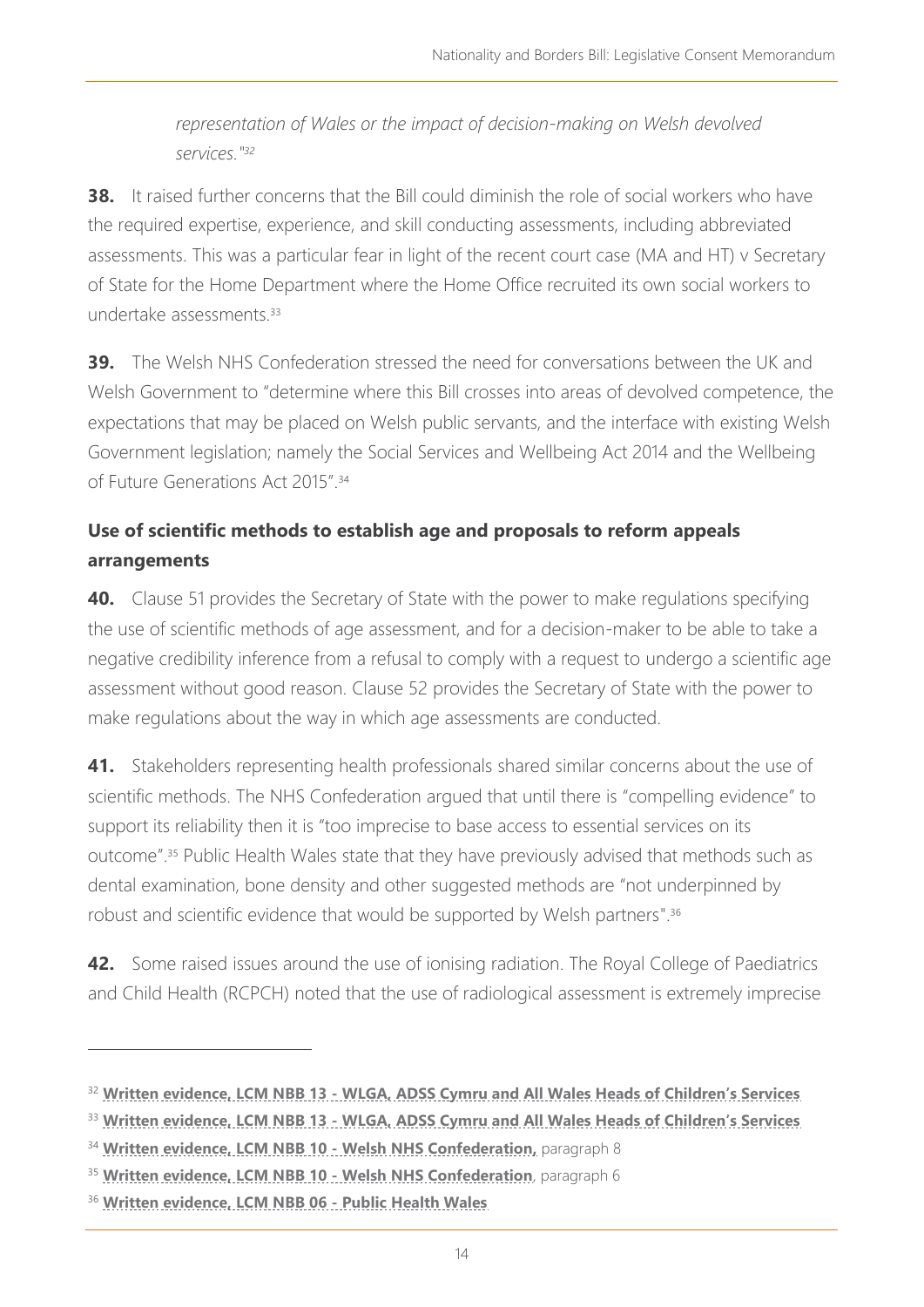*representation of Wales or the impact of decision-making on Welsh devolved services."*[32]

**38.** It raised further concerns that the Bill could diminish the role of social workers who have the required expertise, experience, and skill conducting assessments, including abbreviated assessments. This was a particular fear in light of the recent court case (MA and HT) v Secretary of State for the Home Department where the Home Office recruited its own social workers to undertake assessments.[33]

**39.** The Welsh NHS Confederation stressed the need for conversations between the UK and Welsh Government to "determine where this Bill crosses into areas of devolved competence, the expectations that may be placed on Welsh public servants, and the interface with existing Welsh Government legislation; namely the Social Services and Wellbeing Act 2014 and the Wellbeing of Future Generations Act 2015".[34]

### Use of scientific methods to establish age and proposals to reform appeals arrangements

**40.** Clause 51 provides the Secretary of State with the power to make regulations specifying the use of scientific methods of age assessment, and for a decision-maker to be able to take a negative credibility inference from a refusal to comply with a request to undergo a scientific age assessment without good reason. Clause 52 provides the Secretary of State with the power to make regulations about the way in which age assessments are conducted.

**41.** Stakeholders representing health professionals shared similar concerns about the use of scientific methods. The NHS Confederation argued that until there is "compelling evidence" to support its reliability then it is "too imprecise to base access to essential services on its outcome".[35] Public Health Wales state that they have previously advised that methods such as dental examination, bone density and other suggested methods are "not underpinned by robust and scientific evidence that would be supported by Welsh partners".[36]

**42.** Some raised issues around the use of ionising radiation. The Royal College of Paediatrics and Child Health (RCPCH) noted that the use of radiological assessment is extremely imprecise

---

[32] **Written evidence, LCM NBB 13 - WLGA, ADSS Cymru and All Wales Heads of Children's Services**

[33] **Written evidence, LCM NBB 13 - WLGA, ADSS Cymru and All Wales Heads of Children's Services**

[34] **Written evidence, LCM NBB 10 - Welsh NHS Confederation,** paragraph 8

[35] **Written evidence, LCM NBB 10 - Welsh NHS Confederation**, paragraph 6

[36] **Written evidence, LCM NBB 06 - Public Health Wales**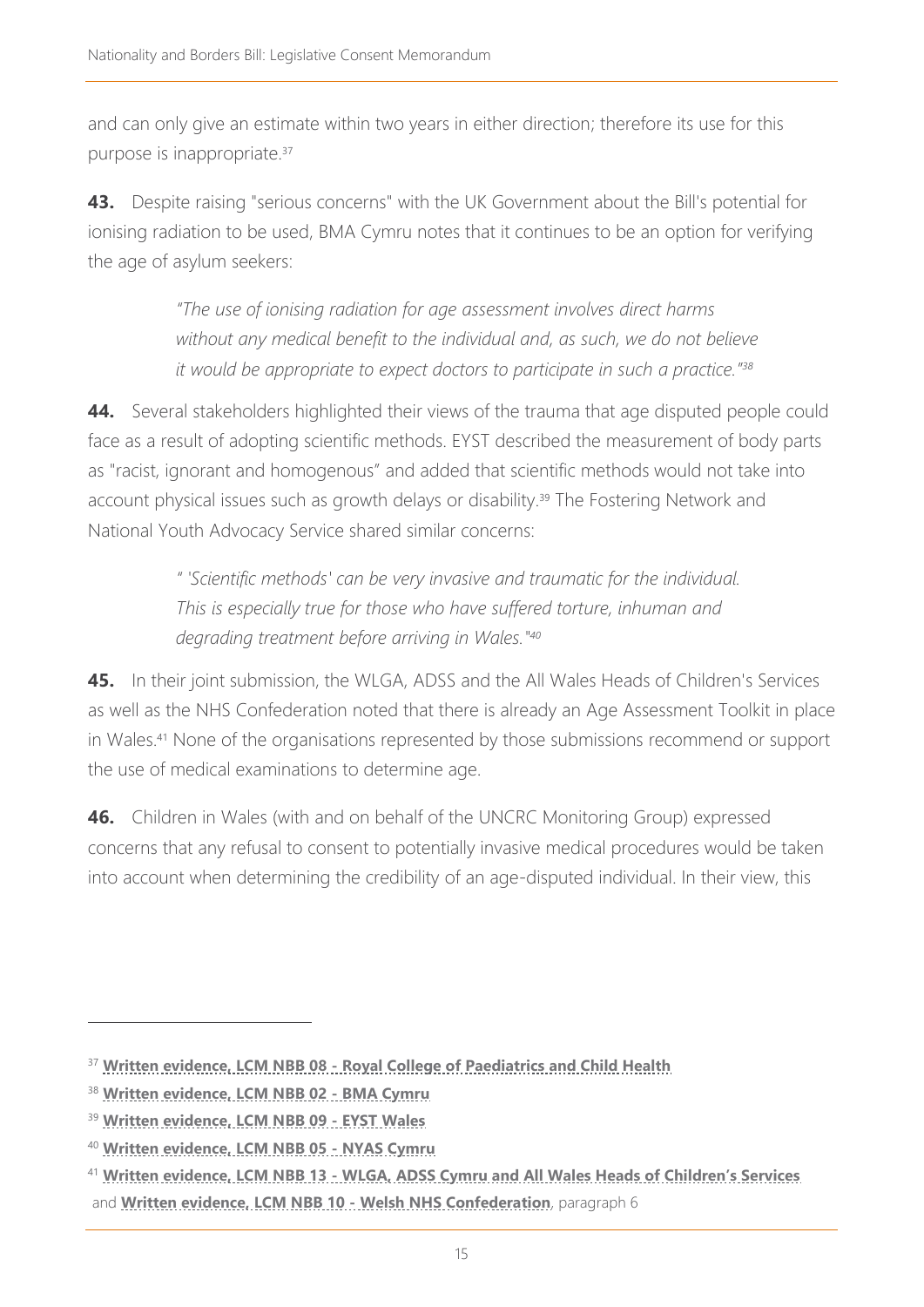and can only give an estimate within two years in either direction; therefore its use for this purpose is inappropriate.[37]

**43.** Despite raising "serious concerns" with the UK Government about the Bill's potential for ionising radiation to be used, BMA Cymru notes that it continues to be an option for verifying the age of asylum seekers:

> *"The use of ionising radiation for age assessment involves direct harms without any medical benefit to the individual and, as such, we do not believe it would be appropriate to expect doctors to participate in such a practice."*[38]

**44.** Several stakeholders highlighted their views of the trauma that age disputed people could face as a result of adopting scientific methods. EYST described the measurement of body parts as "racist, ignorant and homogenous" and added that scientific methods would not take into account physical issues such as growth delays or disability.[39] The Fostering Network and National Youth Advocacy Service shared similar concerns:

> *" 'Scientific methods' can be very invasive and traumatic for the individual. This is especially true for those who have suffered torture, inhuman and degrading treatment before arriving in Wales."*[40]

**45.** In their joint submission, the WLGA, ADSS and the All Wales Heads of Children's Services as well as the NHS Confederation noted that there is already an Age Assessment Toolkit in place in Wales.[41] None of the organisations represented by those submissions recommend or support the use of medical examinations to determine age.

**46.** Children in Wales (with and on behalf of the UNCRC Monitoring Group) expressed concerns that any refusal to consent to potentially invasive medical procedures would be taken into account when determining the credibility of an age-disputed individual. In their view, this

---

[37] **Written evidence, LCM NBB 08 - Royal College of Paediatrics and Child Health**

[38] **Written evidence, LCM NBB 02 - BMA Cymru**

[39] **Written evidence, LCM NBB 09 - EYST Wales**

[40] **Written evidence, LCM NBB 05 - NYAS Cymru**

[41] **Written evidence, LCM NBB 13 - WLGA, ADSS Cymru and All Wales Heads of Children's Services** and **Written evidence, LCM NBB 10 - Welsh NHS Confederation**, paragraph 6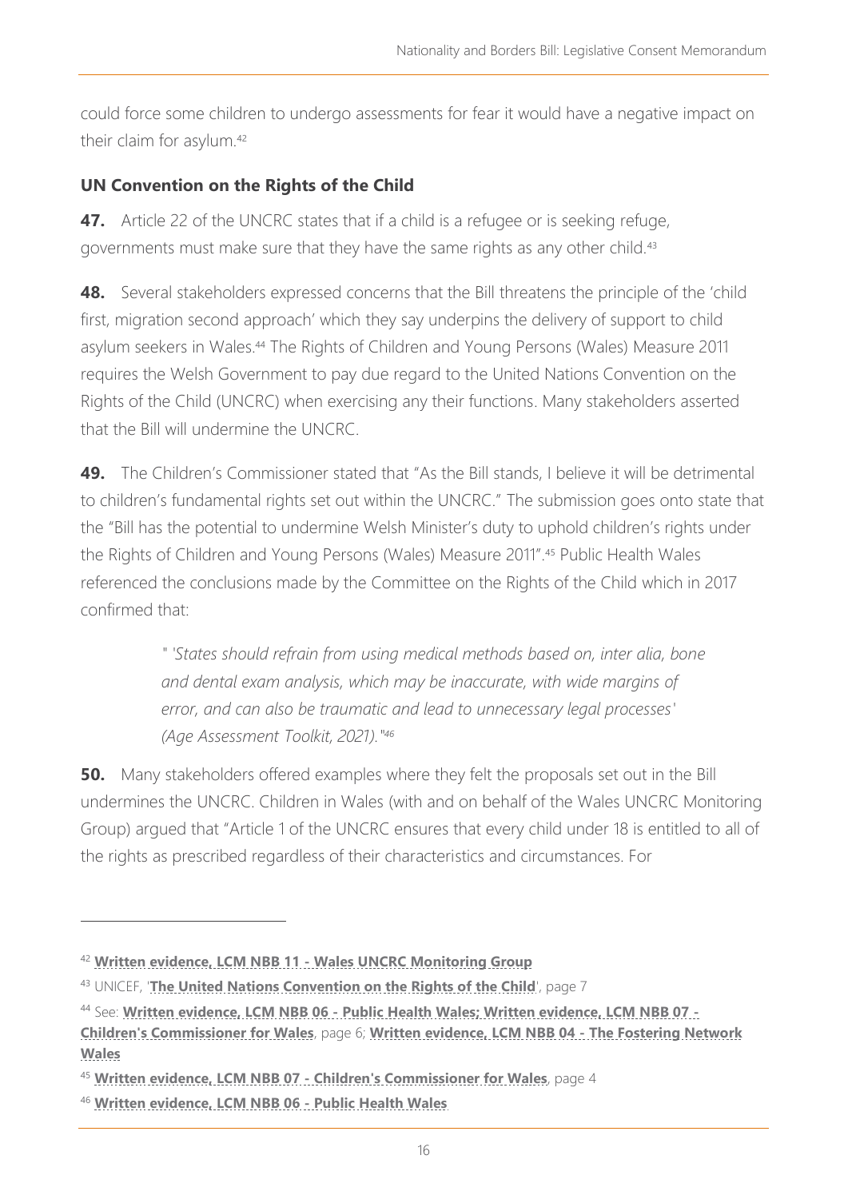could force some children to undergo assessments for fear it would have a negative impact on their claim for asylum.[42]

### UN Convention on the Rights of the Child

**47.** Article 22 of the UNCRC states that if a child is a refugee or is seeking refuge, governments must make sure that they have the same rights as any other child.[43]

**48.** Several stakeholders expressed concerns that the Bill threatens the principle of the 'child first, migration second approach' which they say underpins the delivery of support to child asylum seekers in Wales.[44] The Rights of Children and Young Persons (Wales) Measure 2011 requires the Welsh Government to pay due regard to the United Nations Convention on the Rights of the Child (UNCRC) when exercising any their functions. Many stakeholders asserted that the Bill will undermine the UNCRC.

**49.** The Children's Commissioner stated that "As the Bill stands, I believe it will be detrimental to children's fundamental rights set out within the UNCRC." The submission goes onto state that the "Bill has the potential to undermine Welsh Minister's duty to uphold children's rights under the Rights of Children and Young Persons (Wales) Measure 2011".[45] Public Health Wales referenced the conclusions made by the Committee on the Rights of the Child which in 2017 confirmed that:

> *" 'States should refrain from using medical methods based on, inter alia, bone and dental exam analysis, which may be inaccurate, with wide margins of error, and can also be traumatic and lead to unnecessary legal processes' (Age Assessment Toolkit, 2021)."*[46]

**50.** Many stakeholders offered examples where they felt the proposals set out in the Bill undermines the UNCRC. Children in Wales (with and on behalf of the Wales UNCRC Monitoring Group) argued that "Article 1 of the UNCRC ensures that every child under 18 is entitled to all of the rights as prescribed regardless of their characteristics and circumstances. For

---

[42] **Written evidence, LCM NBB 11 - Wales UNCRC Monitoring Group**

[43] UNICEF, '**The United Nations Convention on the Rights of the Child**', page 7

[44] See: **Written evidence, LCM NBB 06 - Public Health Wales; Written evidence, LCM NBB 07 - Children's Commissioner for Wales**, page 6; **Written evidence, LCM NBB 04 - The Fostering Network Wales**

[45] **Written evidence, LCM NBB 07 - Children's Commissioner for Wales**, page 4

[46] **Written evidence, LCM NBB 06 - Public Health Wales**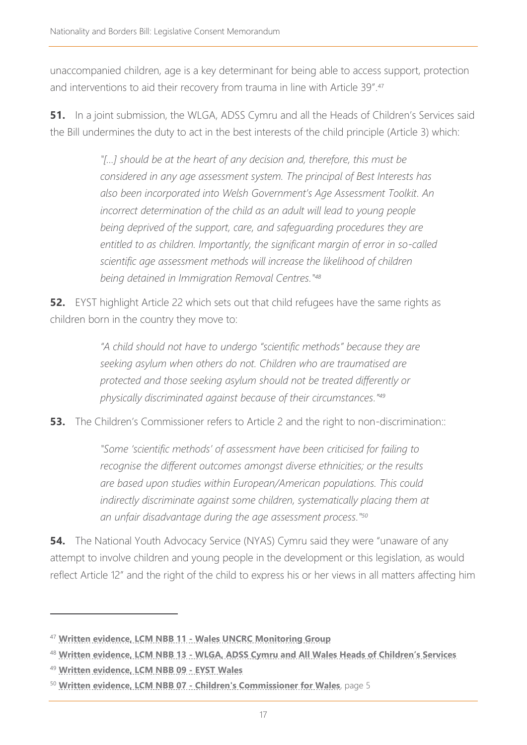unaccompanied children, age is a key determinant for being able to access support, protection and interventions to aid their recovery from trauma in line with Article 39".[47]

**51.** In a joint submission, the WLGA, ADSS Cymru and all the Heads of Children's Services said the Bill undermines the duty to act in the best interests of the child principle (Article 3) which:

> *"[…] should be at the heart of any decision and, therefore, this must be considered in any age assessment system. The principal of Best Interests has also been incorporated into Welsh Government's Age Assessment Toolkit. An incorrect determination of the child as an adult will lead to young people being deprived of the support, care, and safeguarding procedures they are entitled to as children. Importantly, the significant margin of error in so-called scientific age assessment methods will increase the likelihood of children being detained in Immigration Removal Centres."*[48]

**52.** EYST highlight Article 22 which sets out that child refugees have the same rights as children born in the country they move to:

> *"A child should not have to undergo "scientific methods" because they are seeking asylum when others do not. Children who are traumatised are protected and those seeking asylum should not be treated differently or physically discriminated against because of their circumstances."*[49]

**53.** The Children's Commissioner refers to Article 2 and the right to non-discrimination::

> *"Some 'scientific methods' of assessment have been criticised for failing to recognise the different outcomes amongst diverse ethnicities; or the results are based upon studies within European/American populations. This could indirectly discriminate against some children, systematically placing them at an unfair disadvantage during the age assessment process."*[50]

**54.** The National Youth Advocacy Service (NYAS) Cymru said they were "unaware of any attempt to involve children and young people in the development or this legislation, as would reflect Article 12" and the right of the child to express his or her views in all matters affecting him

---

[47] **Written evidence, LCM NBB 11 - Wales UNCRC Monitoring Group**

[48] **Written evidence, LCM NBB 13 - WLGA, ADSS Cymru and All Wales Heads of Children's Services**

[49] **Written evidence, LCM NBB 09 - EYST Wales**

[50] **Written evidence, LCM NBB 07 - Children's Commissioner for Wales**, page 5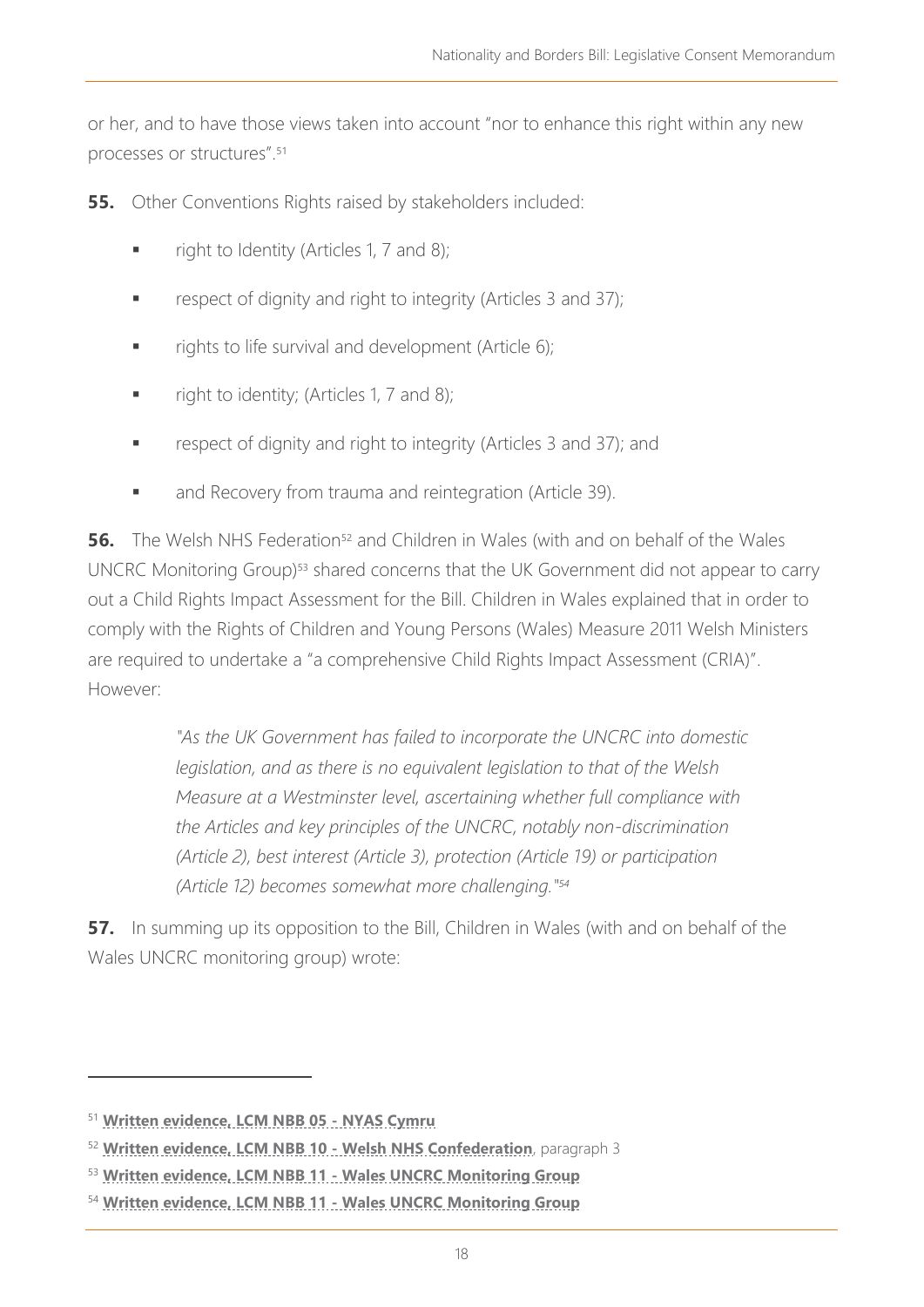or her, and to have those views taken into account "nor to enhance this right within any new processes or structures".[51]

**55.** Other Conventions Rights raised by stakeholders included:

- right to Identity (Articles 1, 7 and 8);
- respect of dignity and right to integrity (Articles 3 and 37);
- rights to life survival and development (Article 6);
- right to identity; (Articles 1, 7 and 8);
- respect of dignity and right to integrity (Articles 3 and 37); and
- and Recovery from trauma and reintegration (Article 39).

**56.** The Welsh NHS Federation[52] and Children in Wales (with and on behalf of the Wales UNCRC Monitoring Group)[53] shared concerns that the UK Government did not appear to carry out a Child Rights Impact Assessment for the Bill. Children in Wales explained that in order to comply with the Rights of Children and Young Persons (Wales) Measure 2011 Welsh Ministers are required to undertake a "a comprehensive Child Rights Impact Assessment (CRIA)". However:

> *"As the UK Government has failed to incorporate the UNCRC into domestic legislation, and as there is no equivalent legislation to that of the Welsh Measure at a Westminster level, ascertaining whether full compliance with the Articles and key principles of the UNCRC, notably non-discrimination (Article 2), best interest (Article 3), protection (Article 19) or participation (Article 12) becomes somewhat more challenging."*[54]

**57.** In summing up its opposition to the Bill, Children in Wales (with and on behalf of the Wales UNCRC monitoring group) wrote:

---

[51] **Written evidence, LCM NBB 05 - NYAS Cymru**

[52] **Written evidence, LCM NBB 10 - Welsh NHS Confederation**, paragraph 3

[53] **Written evidence, LCM NBB 11 - Wales UNCRC Monitoring Group**

[54] **Written evidence, LCM NBB 11 - Wales UNCRC Monitoring Group**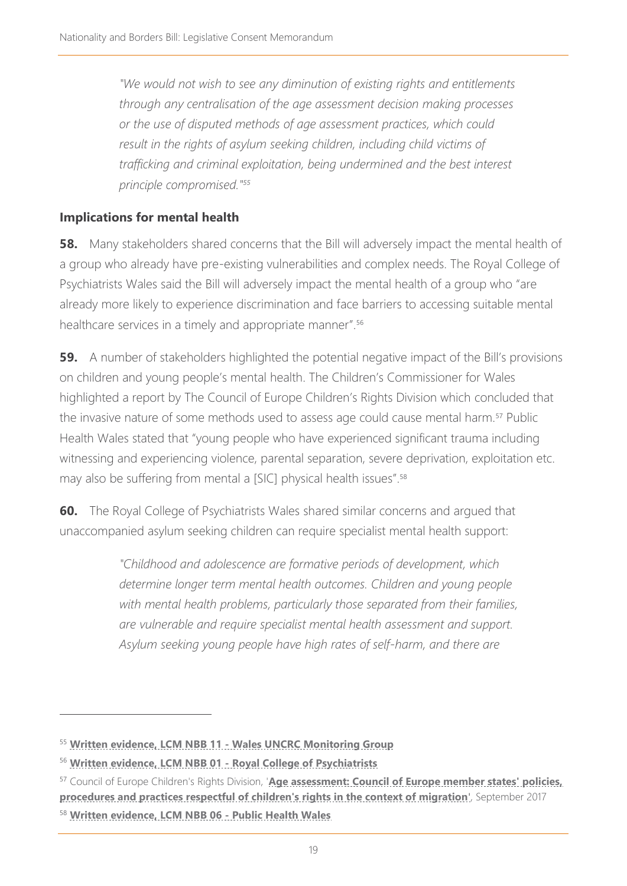> *"We would not wish to see any diminution of existing rights and entitlements through any centralisation of the age assessment decision making processes or the use of disputed methods of age assessment practices, which could result in the rights of asylum seeking children, including child victims of trafficking and criminal exploitation, being undermined and the best interest principle compromised."*[55]

### Implications for mental health

**58.** Many stakeholders shared concerns that the Bill will adversely impact the mental health of a group who already have pre-existing vulnerabilities and complex needs. The Royal College of Psychiatrists Wales said the Bill will adversely impact the mental health of a group who "are already more likely to experience discrimination and face barriers to accessing suitable mental healthcare services in a timely and appropriate manner".[56]

**59.** A number of stakeholders highlighted the potential negative impact of the Bill's provisions on children and young people's mental health. The Children's Commissioner for Wales highlighted a report by The Council of Europe Children's Rights Division which concluded that the invasive nature of some methods used to assess age could cause mental harm.[57] Public Health Wales stated that "young people who have experienced significant trauma including witnessing and experiencing violence, parental separation, severe deprivation, exploitation etc. may also be suffering from mental a [SIC] physical health issues".[58]

**60.** The Royal College of Psychiatrists Wales shared similar concerns and argued that unaccompanied asylum seeking children can require specialist mental health support:

> *"Childhood and adolescence are formative periods of development, which determine longer term mental health outcomes. Children and young people with mental health problems, particularly those separated from their families, are vulnerable and require specialist mental health assessment and support. Asylum seeking young people have high rates of self-harm, and there are*

---

[55] **Written evidence, LCM NBB 11 - Wales UNCRC Monitoring Group**

[56] **Written evidence, LCM NBB 01 - Royal College of Psychiatrists**

[57] Council of Europe Children's Rights Division, '**Age assessment: Council of Europe member states' policies, procedures and practices respectful of children's rights in the context of migration**', September 2017

[58] **Written evidence, LCM NBB 06 - Public Health Wales**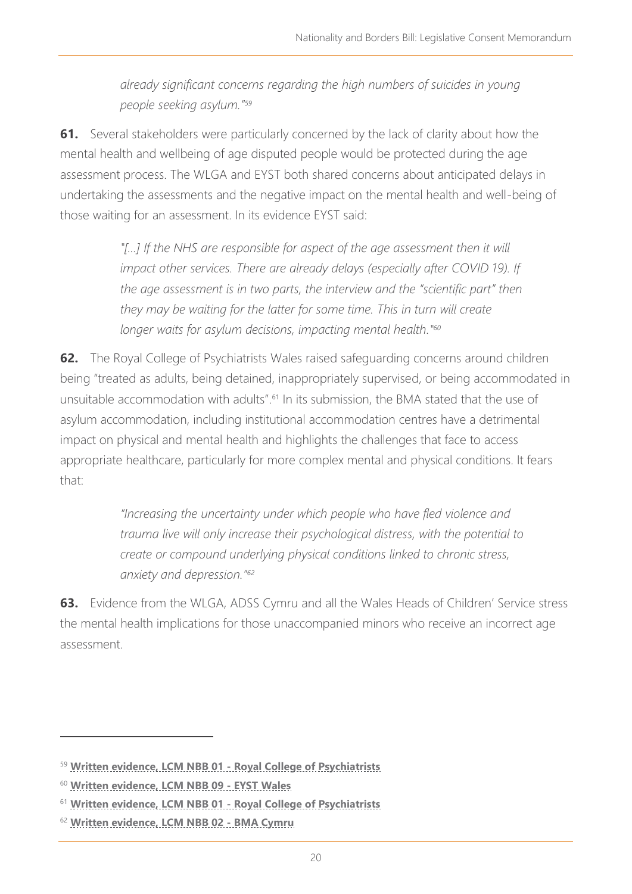> *already significant concerns regarding the high numbers of suicides in young people seeking asylum."*[59]

**61.** Several stakeholders were particularly concerned by the lack of clarity about how the mental health and wellbeing of age disputed people would be protected during the age assessment process. The WLGA and EYST both shared concerns about anticipated delays in undertaking the assessments and the negative impact on the mental health and well-being of those waiting for an assessment. In its evidence EYST said:

> *"[...] If the NHS are responsible for aspect of the age assessment then it will impact other services. There are already delays (especially after COVID 19). If the age assessment is in two parts, the interview and the "scientific part" then they may be waiting for the latter for some time. This in turn will create longer waits for asylum decisions, impacting mental health."*[60]

**62.** The Royal College of Psychiatrists Wales raised safeguarding concerns around children being "treated as adults, being detained, inappropriately supervised, or being accommodated in unsuitable accommodation with adults".[61] In its submission, the BMA stated that the use of asylum accommodation, including institutional accommodation centres have a detrimental impact on physical and mental health and highlights the challenges that face to access appropriate healthcare, particularly for more complex mental and physical conditions. It fears that:

> *"Increasing the uncertainty under which people who have fled violence and trauma live will only increase their psychological distress, with the potential to create or compound underlying physical conditions linked to chronic stress, anxiety and depression."*[62]

**63.** Evidence from the WLGA, ADSS Cymru and all the Wales Heads of Children' Service stress the mental health implications for those unaccompanied minors who receive an incorrect age assessment.

---

[59] **Written evidence, LCM NBB 01 - Royal College of Psychiatrists**

[60] **Written evidence, LCM NBB 09 - EYST Wales**

[61] **Written evidence, LCM NBB 01 - Royal College of Psychiatrists**

[62] **Written evidence, LCM NBB 02 - BMA Cymru**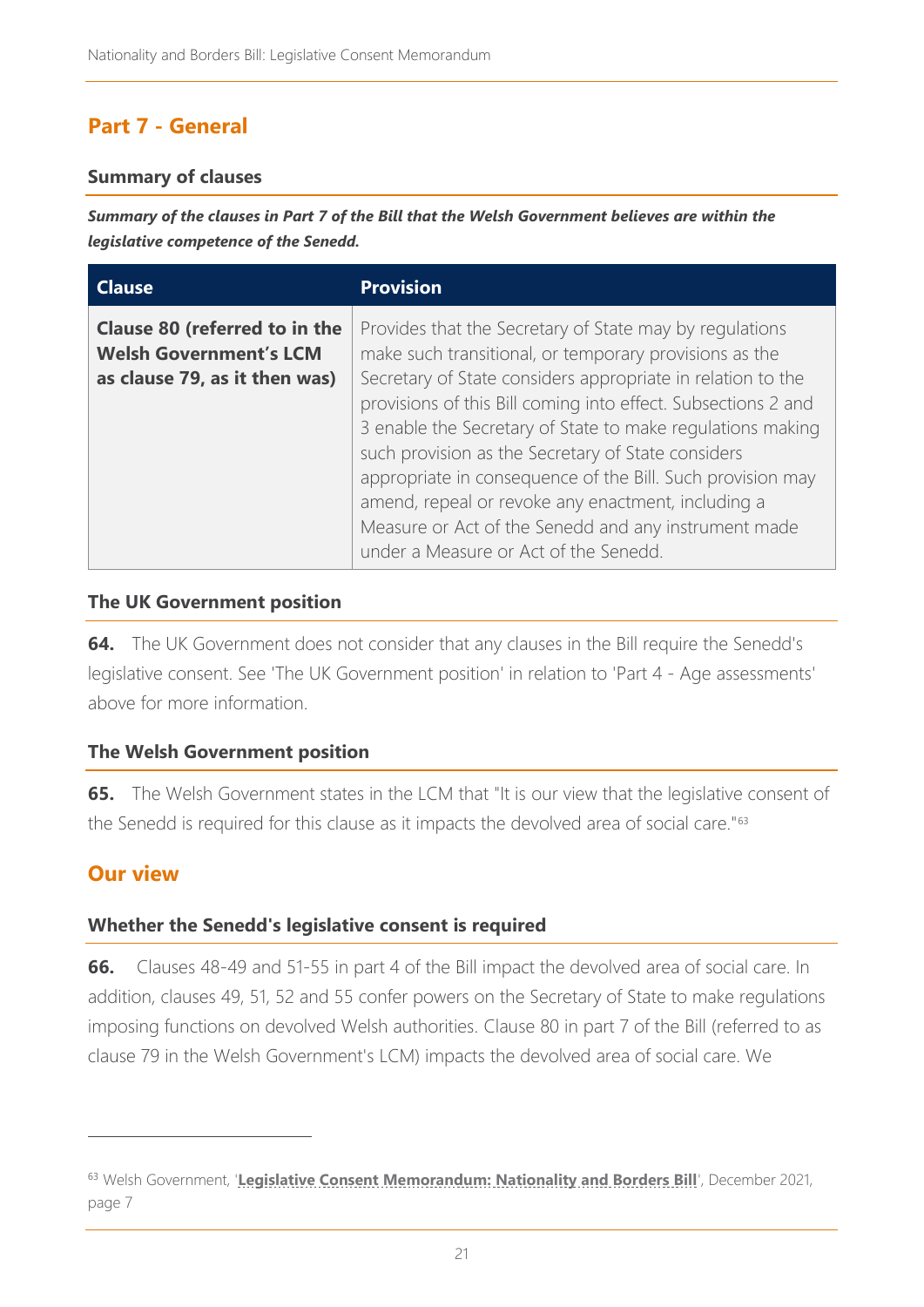## Part 7 - General

### Summary of clauses

***Summary of the clauses in Part 7 of the Bill that the Welsh Government believes are within the legislative competence of the Senedd.***

| Clause | Provision |
|---|---|
| **Clause 80 (referred to in the Welsh Government's LCM as clause 79, as it then was)** | Provides that the Secretary of State may by regulations make such transitional, or temporary provisions as the Secretary of State considers appropriate in relation to the provisions of this Bill coming into effect. Subsections 2 and 3 enable the Secretary of State to make regulations making such provision as the Secretary of State considers appropriate in consequence of the Bill. Such provision may amend, repeal or revoke any enactment, including a Measure or Act of the Senedd and any instrument made under a Measure or Act of the Senedd. |

### The UK Government position

**64.** The UK Government does not consider that any clauses in the Bill require the Senedd's legislative consent. See 'The UK Government position' in relation to 'Part 4 - Age assessments' above for more information.

### The Welsh Government position

**65.** The Welsh Government states in the LCM that "It is our view that the legislative consent of the Senedd is required for this clause as it impacts the devolved area of social care."[63]

## Our view

### Whether the Senedd's legislative consent is required

**66.** Clauses 48-49 and 51-55 in part 4 of the Bill impact the devolved area of social care. In addition, clauses 49, 51, 52 and 55 confer powers on the Secretary of State to make regulations imposing functions on devolved Welsh authorities. Clause 80 in part 7 of the Bill (referred to as clause 79 in the Welsh Government's LCM) impacts the devolved area of social care. We

[63] Welsh Government, '**Legislative Consent Memorandum: Nationality and Borders Bill**', December 2021, page 7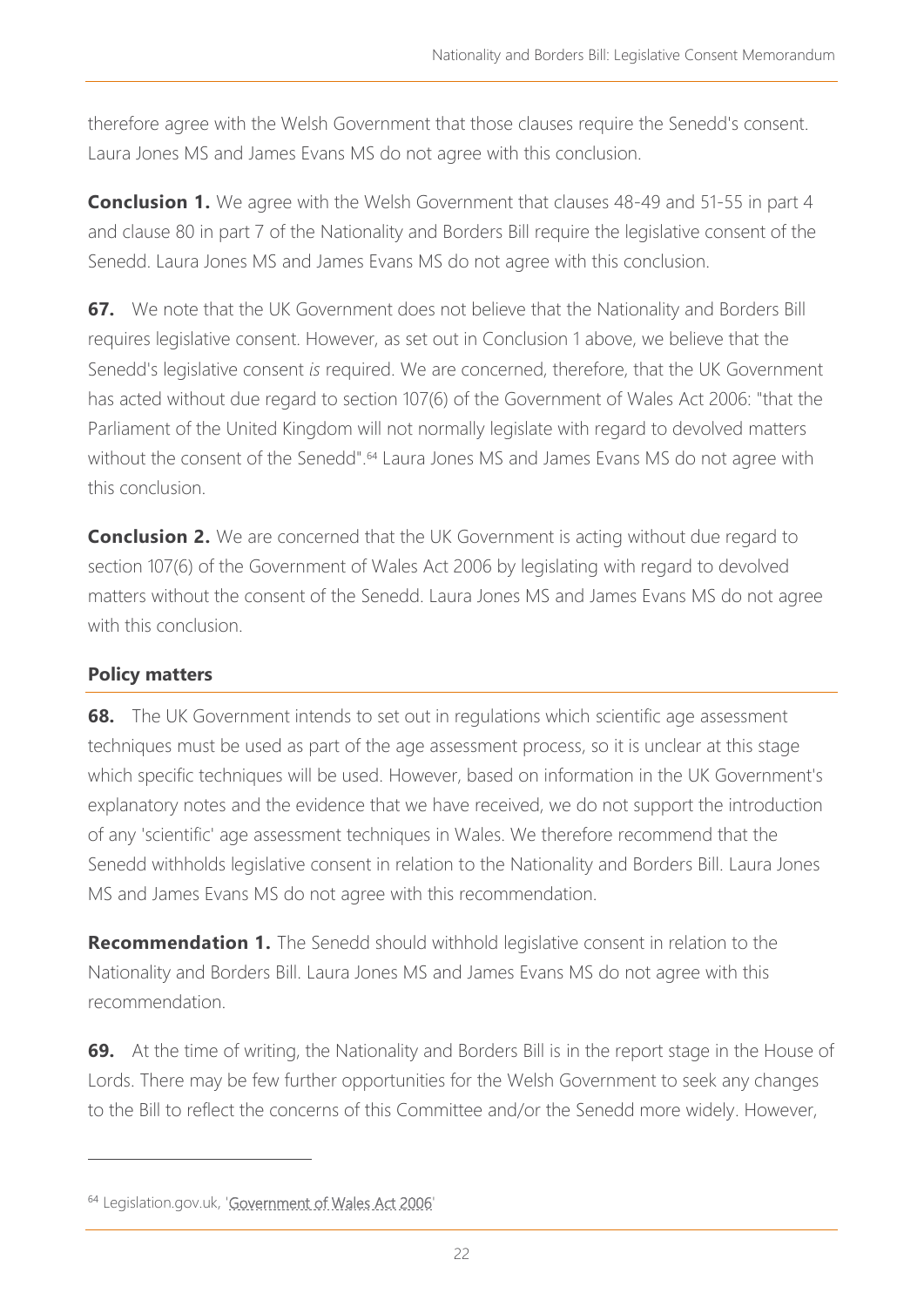therefore agree with the Welsh Government that those clauses require the Senedd's consent. Laura Jones MS and James Evans MS do not agree with this conclusion.

**Conclusion 1.** We agree with the Welsh Government that clauses 48-49 and 51-55 in part 4 and clause 80 in part 7 of the Nationality and Borders Bill require the legislative consent of the Senedd. Laura Jones MS and James Evans MS do not agree with this conclusion.

**67.** We note that the UK Government does not believe that the Nationality and Borders Bill requires legislative consent. However, as set out in Conclusion 1 above, we believe that the Senedd's legislative consent *is* required. We are concerned, therefore, that the UK Government has acted without due regard to section 107(6) of the Government of Wales Act 2006: "that the Parliament of the United Kingdom will not normally legislate with regard to devolved matters without the consent of the Senedd".[64] Laura Jones MS and James Evans MS do not agree with this conclusion.

**Conclusion 2.** We are concerned that the UK Government is acting without due regard to section 107(6) of the Government of Wales Act 2006 by legislating with regard to devolved matters without the consent of the Senedd. Laura Jones MS and James Evans MS do not agree with this conclusion.

## Policy matters

**68.** The UK Government intends to set out in regulations which scientific age assessment techniques must be used as part of the age assessment process, so it is unclear at this stage which specific techniques will be used. However, based on information in the UK Government's explanatory notes and the evidence that we have received, we do not support the introduction of any 'scientific' age assessment techniques in Wales. We therefore recommend that the Senedd withholds legislative consent in relation to the Nationality and Borders Bill. Laura Jones MS and James Evans MS do not agree with this recommendation.

**Recommendation 1.** The Senedd should withhold legislative consent in relation to the Nationality and Borders Bill. Laura Jones MS and James Evans MS do not agree with this recommendation.

**69.** At the time of writing, the Nationality and Borders Bill is in the report stage in the House of Lords. There may be few further opportunities for the Welsh Government to seek any changes to the Bill to reflect the concerns of this Committee and/or the Senedd more widely. However,

---

[64] Legislation.gov.uk, 'Government of Wales Act 2006'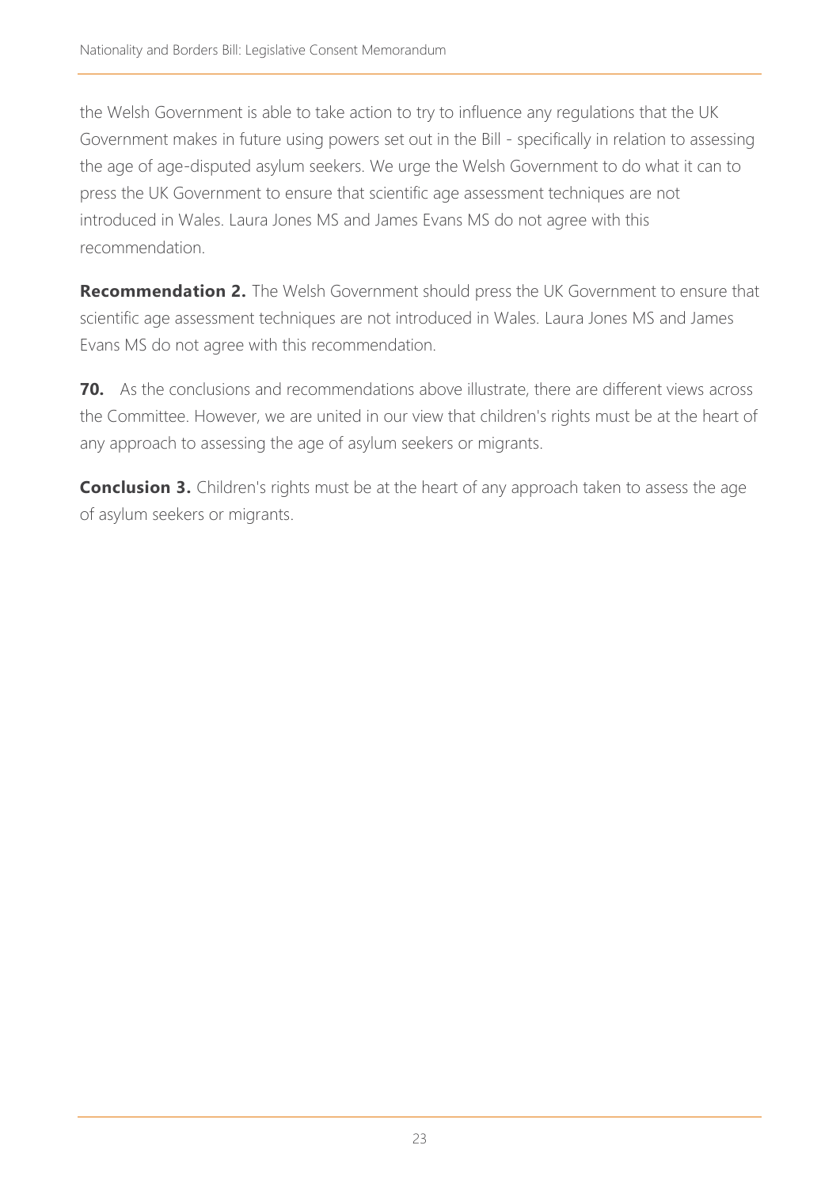the Welsh Government is able to take action to try to influence any regulations that the UK Government makes in future using powers set out in the Bill - specifically in relation to assessing the age of age-disputed asylum seekers. We urge the Welsh Government to do what it can to press the UK Government to ensure that scientific age assessment techniques are not introduced in Wales. Laura Jones MS and James Evans MS do not agree with this recommendation.

**Recommendation 2.** The Welsh Government should press the UK Government to ensure that scientific age assessment techniques are not introduced in Wales. Laura Jones MS and James Evans MS do not agree with this recommendation.

**70.** As the conclusions and recommendations above illustrate, there are different views across the Committee. However, we are united in our view that children's rights must be at the heart of any approach to assessing the age of asylum seekers or migrants.

**Conclusion 3.** Children's rights must be at the heart of any approach taken to assess the age of asylum seekers or migrants.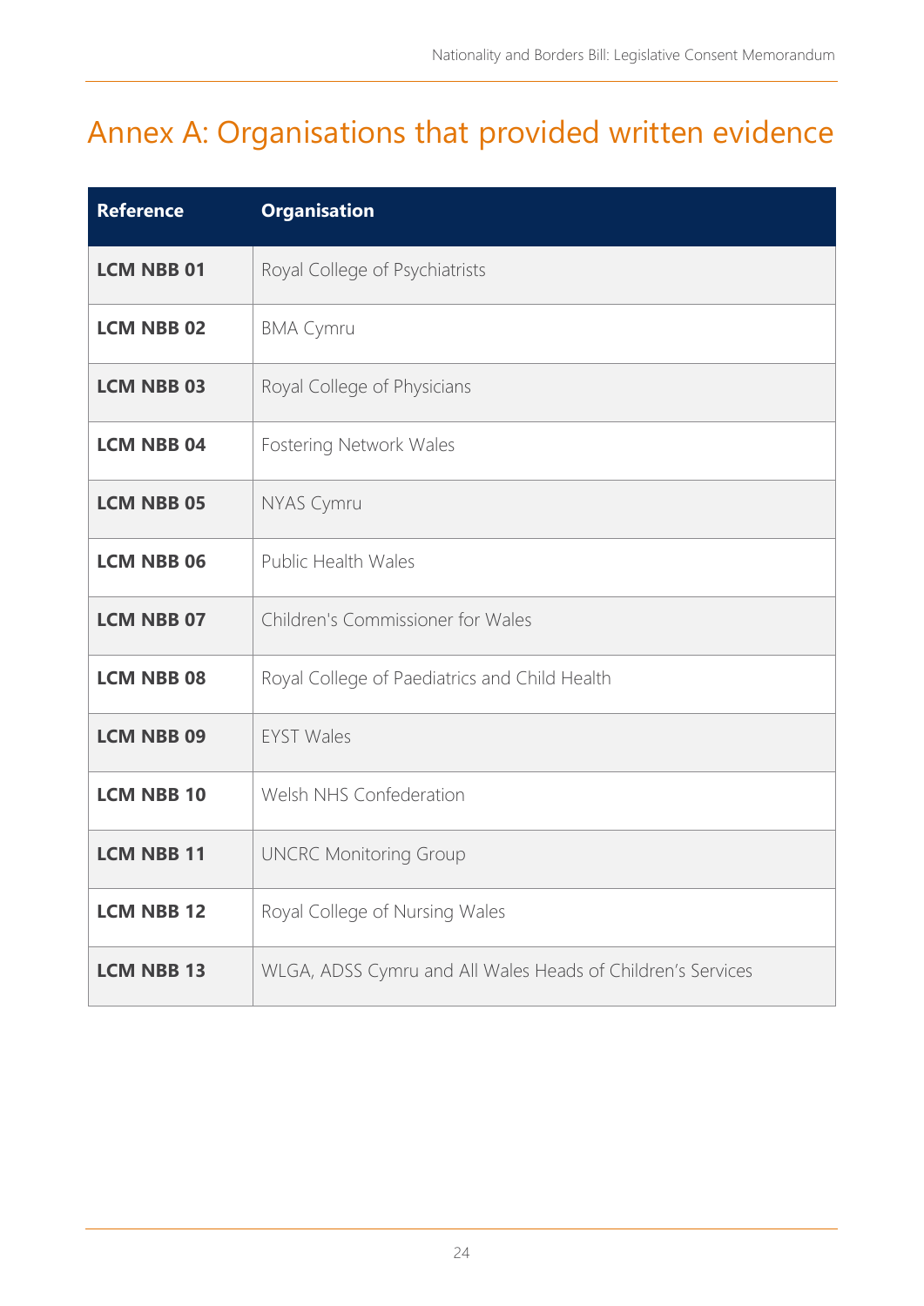# Annex A: Organisations that provided written evidence

| Reference | Organisation |
| --- | --- |
| **LCM NBB 01** | Royal College of Psychiatrists |
| **LCM NBB 02** | BMA Cymru |
| **LCM NBB 03** | Royal College of Physicians |
| **LCM NBB 04** | Fostering Network Wales |
| **LCM NBB 05** | NYAS Cymru |
| **LCM NBB 06** | Public Health Wales |
| **LCM NBB 07** | Children's Commissioner for Wales |
| **LCM NBB 08** | Royal College of Paediatrics and Child Health |
| **LCM NBB 09** | EYST Wales |
| **LCM NBB 10** | Welsh NHS Confederation |
| **LCM NBB 11** | UNCRC Monitoring Group |
| **LCM NBB 12** | Royal College of Nursing Wales |
| **LCM NBB 13** | WLGA, ADSS Cymru and All Wales Heads of Children's Services |